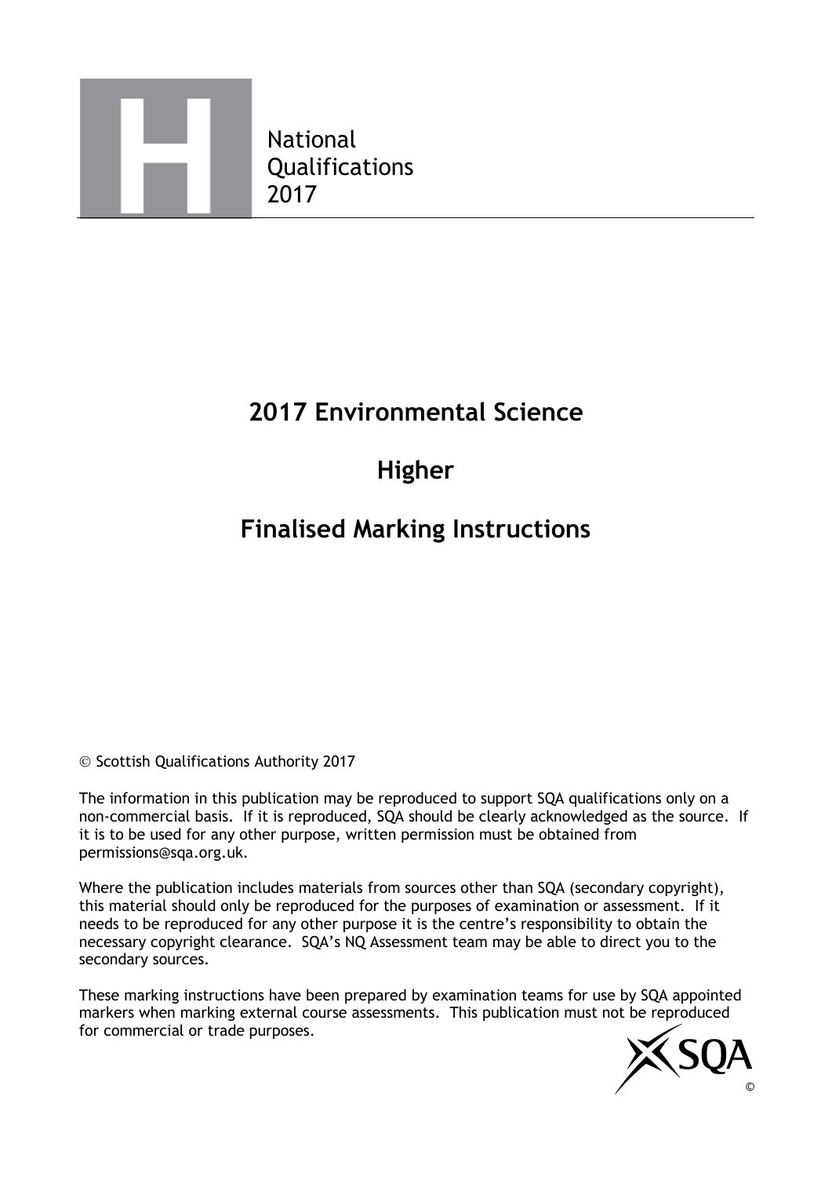National
Qualifications
2017

# 2017 Environmental Science

# Higher

# Finalised Marking Instructions

© Scottish Qualifications Authority 2017

The information in this publication may be reproduced to support SQA qualifications only on a non-commercial basis. If it is reproduced, SQA should be clearly acknowledged as the source. If it is to be used for any other purpose, written permission must be obtained from permissions@sqa.org.uk.

Where the publication includes materials from sources other than SQA (secondary copyright), this material should only be reproduced for the purposes of examination or assessment. If it needs to be reproduced for any other purpose it is the centre's responsibility to obtain the necessary copyright clearance. SQA's NQ Assessment team may be able to direct you to the secondary sources.

These marking instructions have been prepared by examination teams for use by SQA appointed markers when marking external course assessments. This publication must not be reproduced for commercial or trade purposes.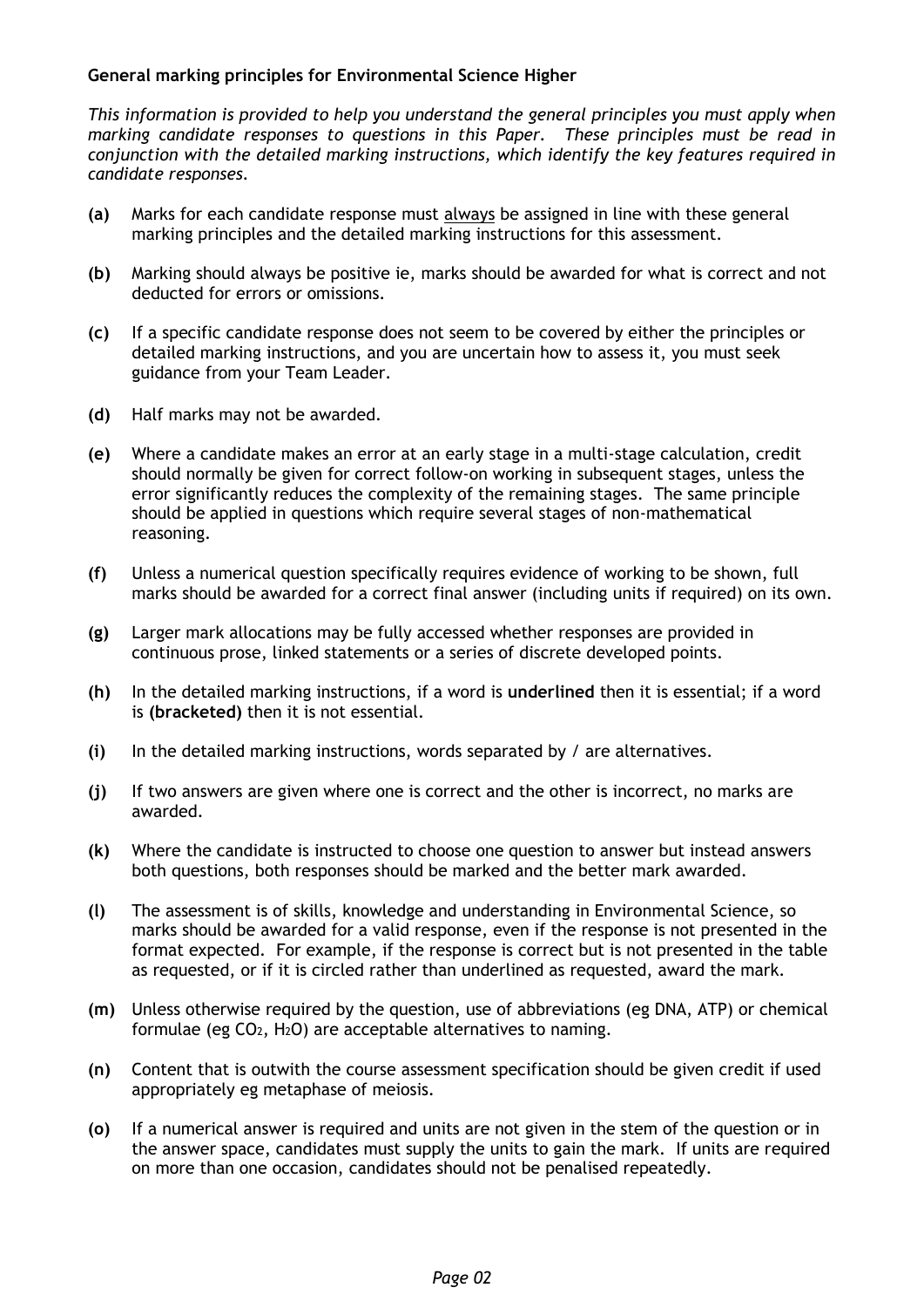**General marking principles for Environmental Science Higher**

*This information is provided to help you understand the general principles you must apply when marking candidate responses to questions in this Paper. These principles must be read in conjunction with the detailed marking instructions, which identify the key features required in candidate responses.*

**(a)** Marks for each candidate response must always be assigned in line with these general marking principles and the detailed marking instructions for this assessment.

**(b)** Marking should always be positive ie, marks should be awarded for what is correct and not deducted for errors or omissions.

**(c)** If a specific candidate response does not seem to be covered by either the principles or detailed marking instructions, and you are uncertain how to assess it, you must seek guidance from your Team Leader.

**(d)** Half marks may not be awarded.

**(e)** Where a candidate makes an error at an early stage in a multi-stage calculation, credit should normally be given for correct follow-on working in subsequent stages, unless the error significantly reduces the complexity of the remaining stages. The same principle should be applied in questions which require several stages of non-mathematical reasoning.

**(f)** Unless a numerical question specifically requires evidence of working to be shown, full marks should be awarded for a correct final answer (including units if required) on its own.

**(g)** Larger mark allocations may be fully accessed whether responses are provided in continuous prose, linked statements or a series of discrete developed points.

**(h)** In the detailed marking instructions, if a word is **underlined** then it is essential; if a word is **(bracketed)** then it is not essential.

**(i)** In the detailed marking instructions, words separated by / are alternatives.

**(j)** If two answers are given where one is correct and the other is incorrect, no marks are awarded.

**(k)** Where the candidate is instructed to choose one question to answer but instead answers both questions, both responses should be marked and the better mark awarded.

**(l)** The assessment is of skills, knowledge and understanding in Environmental Science, so marks should be awarded for a valid response, even if the response is not presented in the format expected. For example, if the response is correct but is not presented in the table as requested, or if it is circled rather than underlined as requested, award the mark.

**(m)** Unless otherwise required by the question, use of abbreviations (eg DNA, ATP) or chemical formulae (eg $CO_2$, $H_2O$) are acceptable alternatives to naming.

**(n)** Content that is outwith the course assessment specification should be given credit if used appropriately eg metaphase of meiosis.

**(o)** If a numerical answer is required and units are not given in the stem of the question or in the answer space, candidates must supply the units to gain the mark. If units are required on more than one occasion, candidates should not be penalised repeatedly.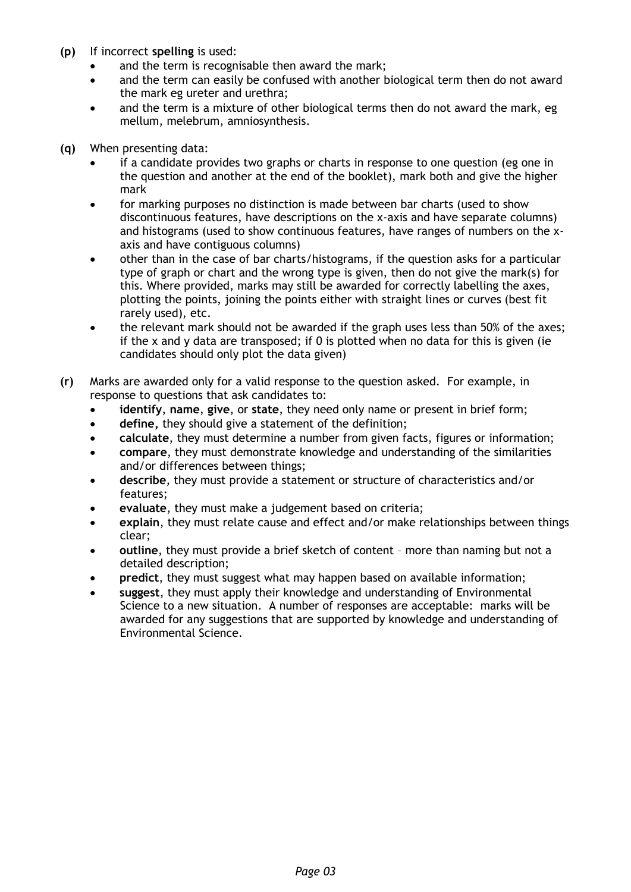**(p)** If incorrect **spelling** is used:

- and the term is recognisable then award the mark;
- and the term can easily be confused with another biological term then do not award the mark eg ureter and urethra;
- and the term is a mixture of other biological terms then do not award the mark, eg mellum, melebrum, amniosynthesis.

**(q)** When presenting data:

- if a candidate provides two graphs or charts in response to one question (eg one in the question and another at the end of the booklet), mark both and give the higher mark
- for marking purposes no distinction is made between bar charts (used to show discontinuous features, have descriptions on the x-axis and have separate columns) and histograms (used to show continuous features, have ranges of numbers on the x-axis and have contiguous columns)
- other than in the case of bar charts/histograms, if the question asks for a particular type of graph or chart and the wrong type is given, then do not give the mark(s) for this. Where provided, marks may still be awarded for correctly labelling the axes, plotting the points, joining the points either with straight lines or curves (best fit rarely used), etc.
- the relevant mark should not be awarded if the graph uses less than 50% of the axes; if the x and y data are transposed; if 0 is plotted when no data for this is given (ie candidates should only plot the data given)

**(r)** Marks are awarded only for a valid response to the question asked. For example, in response to questions that ask candidates to:

- **identify**, **name**, **give**, or **state**, they need only name or present in brief form;
- **define,** they should give a statement of the definition;
- **calculate**, they must determine a number from given facts, figures or information;
- **compare**, they must demonstrate knowledge and understanding of the similarities and/or differences between things;
- **describe**, they must provide a statement or structure of characteristics and/or features;
- **evaluate**, they must make a judgement based on criteria;
- **explain**, they must relate cause and effect and/or make relationships between things clear;
- **outline**, they must provide a brief sketch of content – more than naming but not a detailed description;
- **predict**, they must suggest what may happen based on available information;
- **suggest**, they must apply their knowledge and understanding of Environmental Science to a new situation. A number of responses are acceptable: marks will be awarded for any suggestions that are supported by knowledge and understanding of Environmental Science.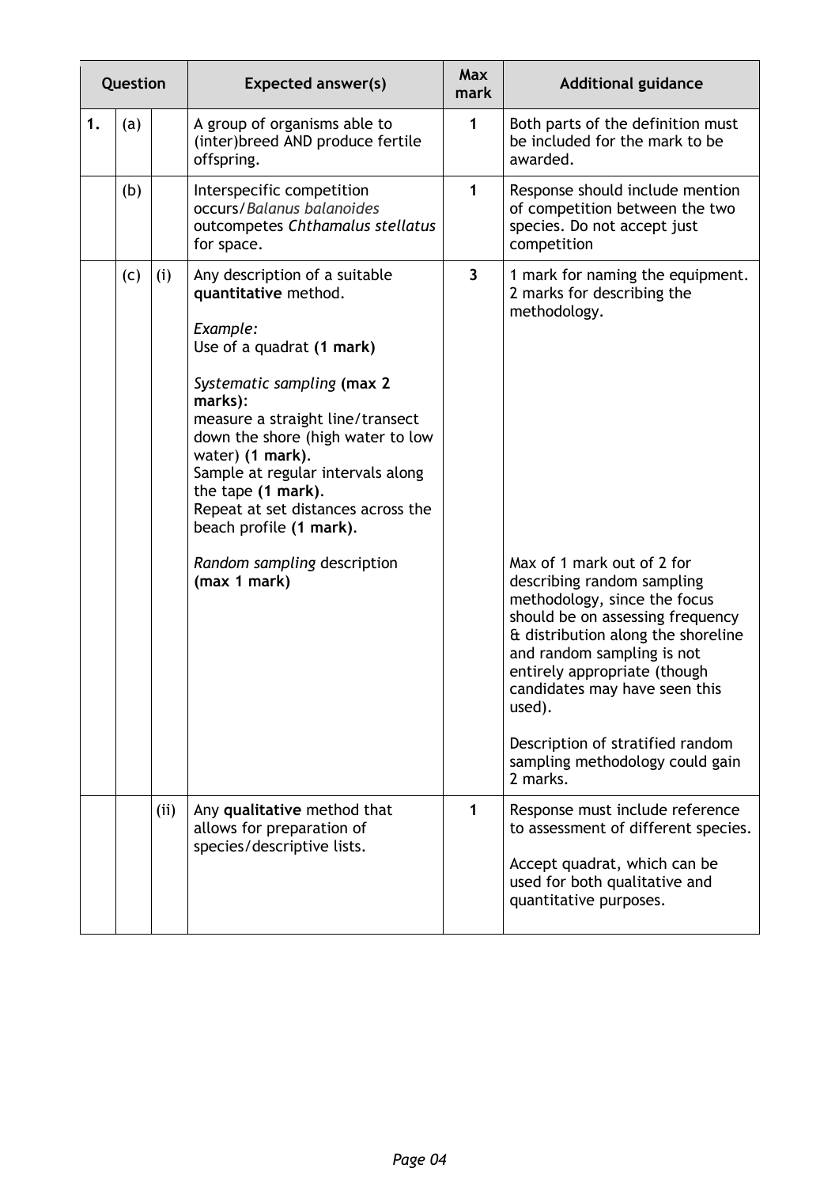| Question | | | Expected answer(s) | Max mark | Additional guidance |
|---|---|---|---|---|---|
| 1. | (a) | | A group of organisms able to (inter)breed AND produce fertile offspring. | 1 | Both parts of the definition must be included for the mark to be awarded. |
| | (b) | | Interspecific competition occurs/*Balanus balanoides* outcompetes *Chthamalus stellatus* for space. | 1 | Response should include mention of competition between the two species. Do not accept just competition |
| | (c) | (i) | Any description of a suitable **quantitative** method.<br><br>*Example:*<br>Use of a quadrat **(1 mark)**<br><br>*Systematic sampling* **(max 2 marks)**:<br>measure a straight line/transect down the shore (high water to low water) **(1 mark)**.<br>Sample at regular intervals along the tape **(1 mark)**.<br>Repeat at set distances across the beach profile **(1 mark)**.<br><br>*Random sampling* description **(max 1 mark)** | 3 | 1 mark for naming the equipment.<br>2 marks for describing the methodology.<br><br>Max of 1 mark out of 2 for describing random sampling methodology, since the focus should be on assessing frequency & distribution along the shoreline and random sampling is not entirely appropriate (though candidates may have seen this used).<br><br>Description of stratified random sampling methodology could gain 2 marks. |
| | | (ii) | Any **qualitative** method that allows for preparation of species/descriptive lists. | 1 | Response must include reference to assessment of different species.<br><br>Accept quadrat, which can be used for both qualitative and quantitative purposes. |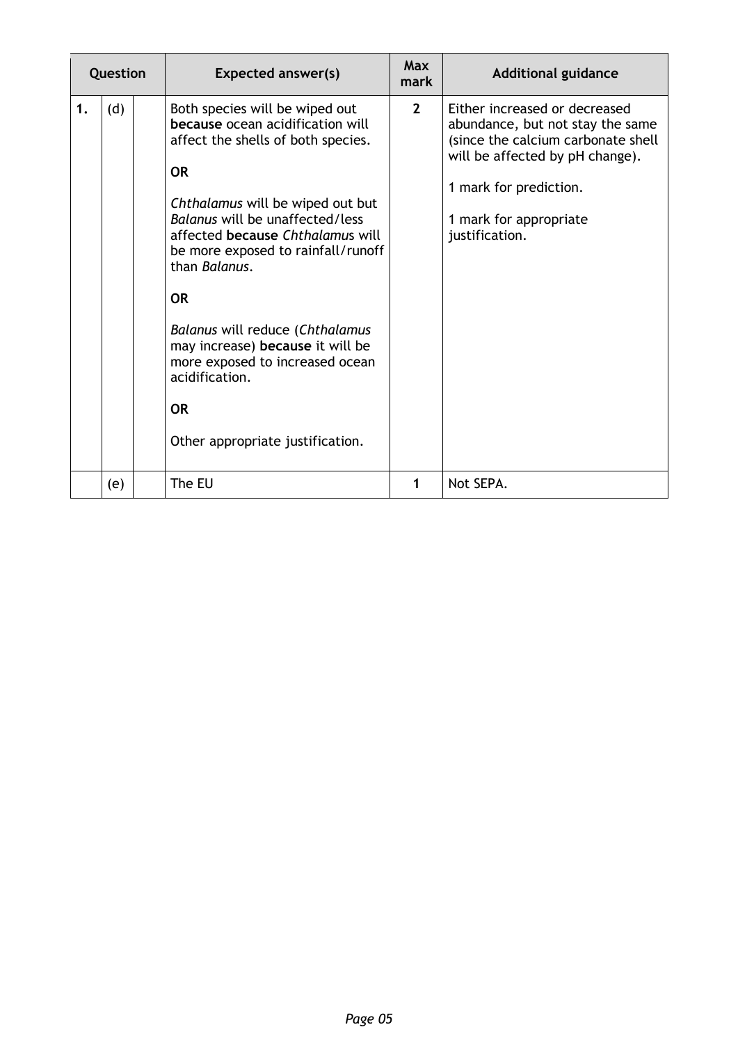| Question | | | Expected answer(s) | Max mark | Additional guidance |
|---|---|---|---|---|---|
| 1. | (d) | | Both species will be wiped out **because** ocean acidification will affect the shells of both species.<br><br>**OR**<br><br>*Chthalamus* will be wiped out but *Balanus* will be unaffected/less affected **because** *Chthalamus* will be more exposed to rainfall/runoff than *Balanus*.<br><br>**OR**<br><br>*Balanus* will reduce (*Chthalamus* may increase) **because** it will be more exposed to increased ocean acidification.<br><br>**OR**<br><br>Other appropriate justification. | **2** | Either increased or decreased abundance, but not stay the same (since the calcium carbonate shell will be affected by pH change).<br><br>1 mark for prediction.<br><br>1 mark for appropriate justification. |
| | (e) | | The EU | **1** | Not SEPA. |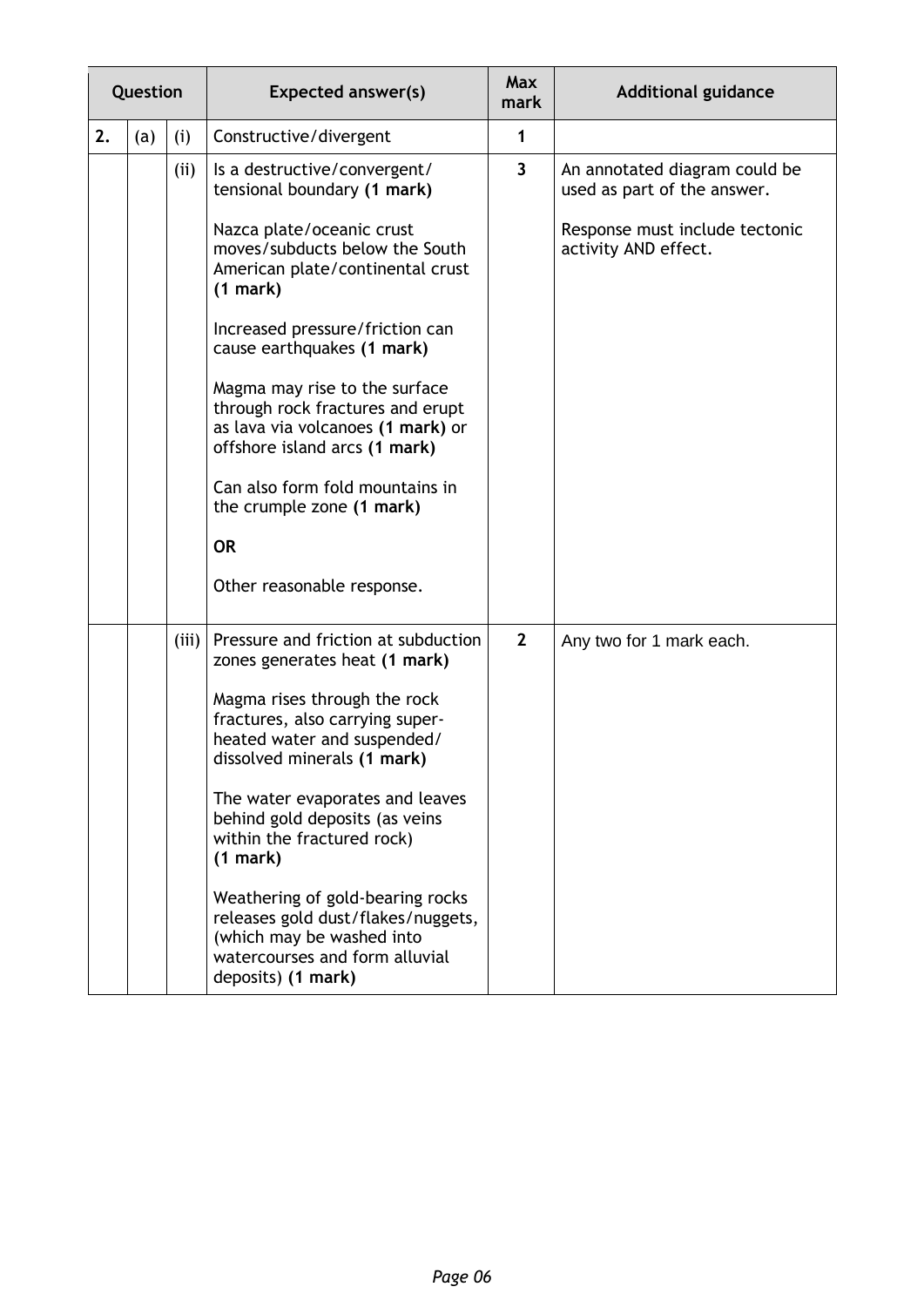| Question | | | Expected answer(s) | Max mark | Additional guidance |
|---|---|---|---|---|---|
| 2. | (a) | (i) | Constructive/divergent | 1 | |
| | | (ii) | Is a destructive/convergent/ tensional boundary **(1 mark)**<br><br>Nazca plate/oceanic crust moves/subducts below the South American plate/continental crust **(1 mark)**<br><br>Increased pressure/friction can cause earthquakes **(1 mark)**<br><br>Magma may rise to the surface through rock fractures and erupt as lava via volcanoes **(1 mark)** or offshore island arcs **(1 mark)**<br><br>Can also form fold mountains in the crumple zone **(1 mark)**<br><br>**OR**<br><br>Other reasonable response. | 3 | An annotated diagram could be used as part of the answer.<br><br>Response must include tectonic activity AND effect. |
| | | (iii) | Pressure and friction at subduction zones generates heat **(1 mark)**<br><br>Magma rises through the rock fractures, also carrying super-heated water and suspended/ dissolved minerals **(1 mark)**<br><br>The water evaporates and leaves behind gold deposits (as veins within the fractured rock) **(1 mark)**<br><br>Weathering of gold-bearing rocks releases gold dust/flakes/nuggets, (which may be washed into watercourses and form alluvial deposits) **(1 mark)** | 2 | Any two for 1 mark each. |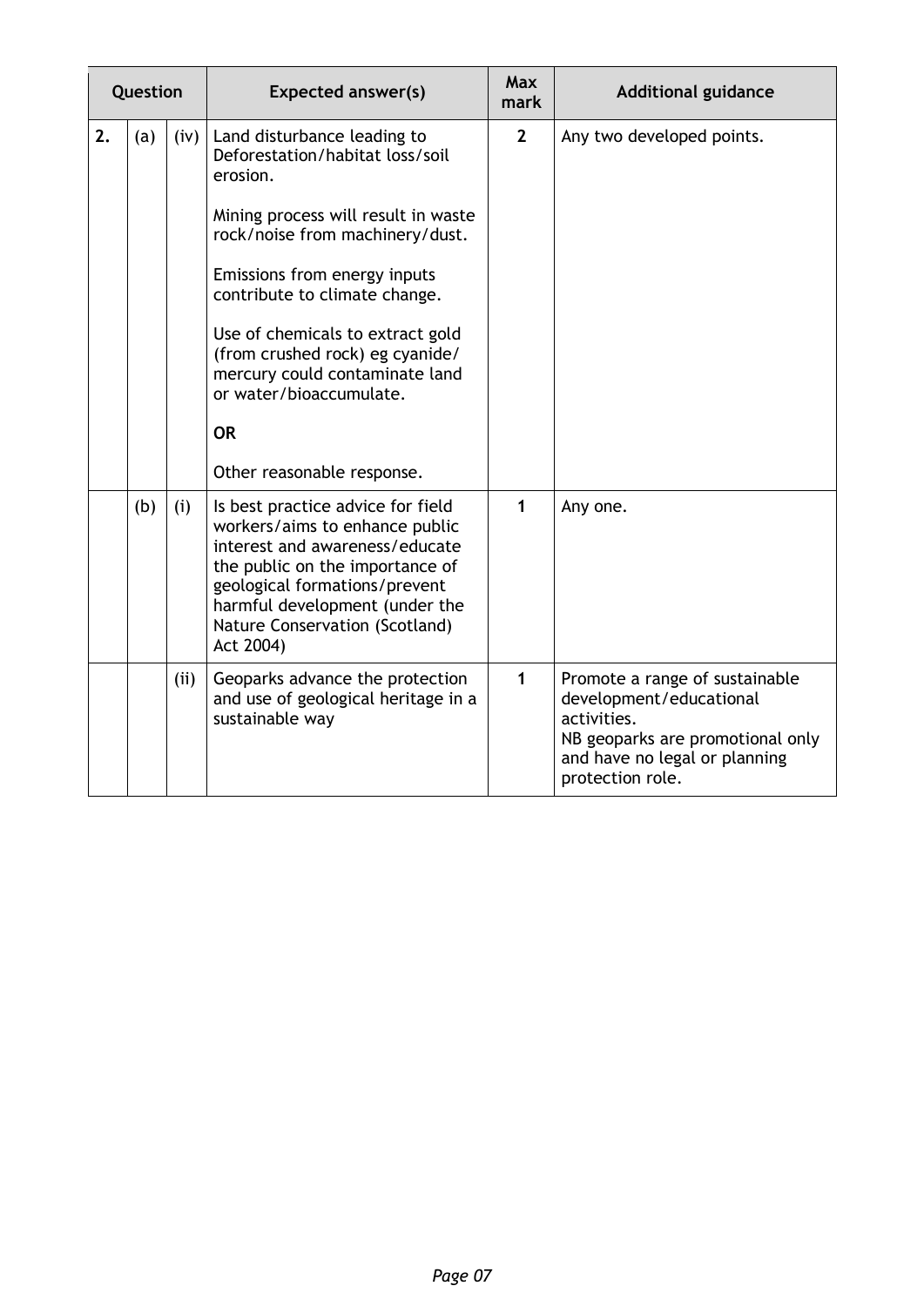| Question | | | Expected answer(s) | Max mark | Additional guidance |
|---|---|---|---|---|---|
| 2. | (a) | (iv) | Land disturbance leading to Deforestation/habitat loss/soil erosion.<br><br>Mining process will result in waste rock/noise from machinery/dust.<br><br>Emissions from energy inputs contribute to climate change.<br><br>Use of chemicals to extract gold (from crushed rock) eg cyanide/ mercury could contaminate land or water/bioaccumulate.<br><br>**OR**<br><br>Other reasonable response. | 2 | Any two developed points. |
| | (b) | (i) | Is best practice advice for field workers/aims to enhance public interest and awareness/educate the public on the importance of geological formations/prevent harmful development (under the Nature Conservation (Scotland) Act 2004) | 1 | Any one. |
| | | (ii) | Geoparks advance the protection and use of geological heritage in a sustainable way | 1 | Promote a range of sustainable development/educational activities.<br>NB geoparks are promotional only and have no legal or planning protection role. |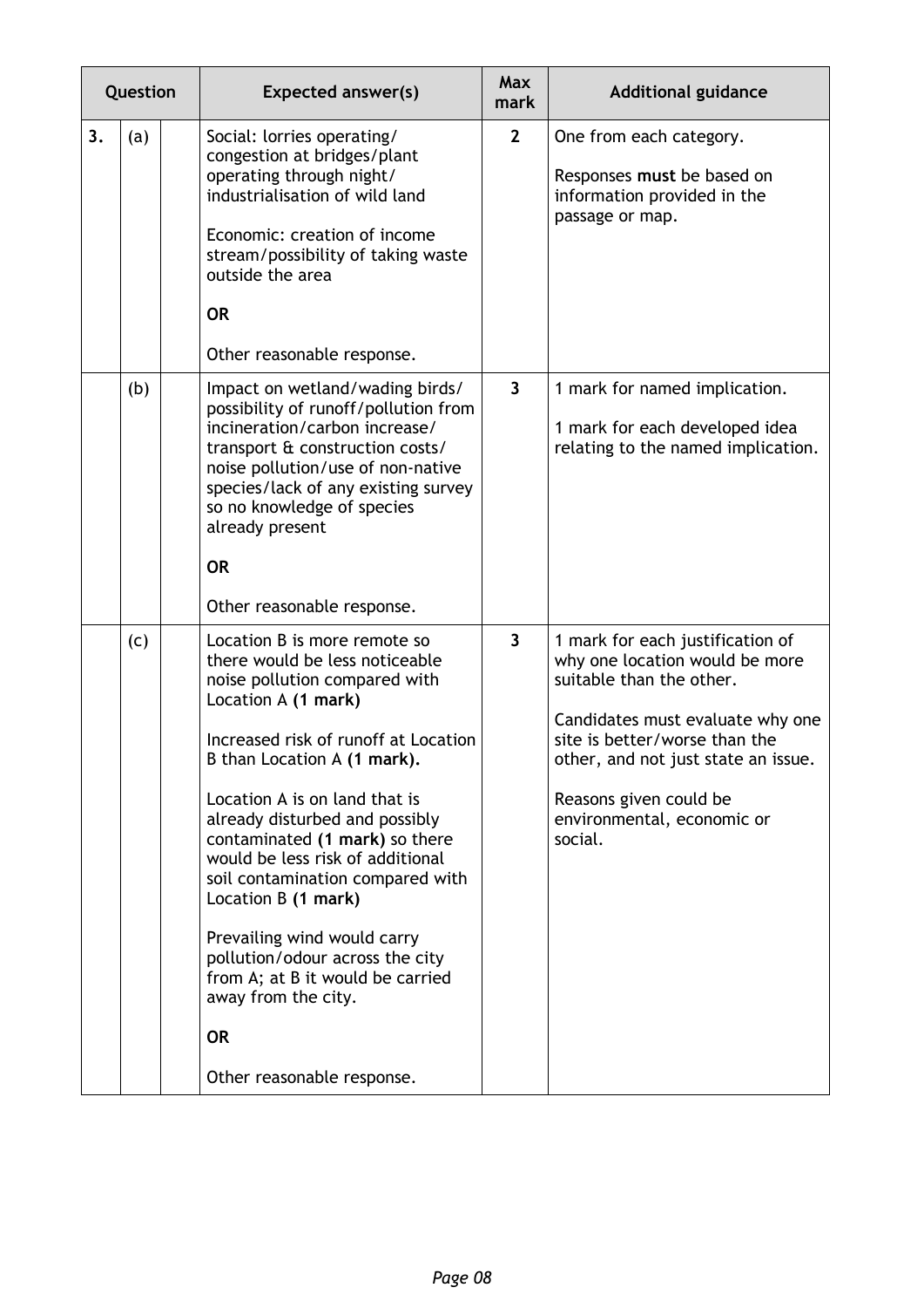| Question | | | Expected answer(s) | Max mark | Additional guidance |
|---|---|---|---|---|---|
| 3. | (a) | | Social: lorries operating/ congestion at bridges/plant operating through night/ industrialisation of wild land<br><br>Economic: creation of income stream/possibility of taking waste outside the area<br><br>**OR**<br><br>Other reasonable response. | 2 | One from each category.<br><br>Responses **must** be based on information provided in the passage or map. |
| | (b) | | Impact on wetland/wading birds/ possibility of runoff/pollution from incineration/carbon increase/ transport & construction costs/ noise pollution/use of non-native species/lack of any existing survey so no knowledge of species already present<br><br>**OR**<br><br>Other reasonable response. | 3 | 1 mark for named implication.<br><br>1 mark for each developed idea relating to the named implication. |
| | (c) | | Location B is more remote so there would be less noticeable noise pollution compared with Location A **(1 mark)**<br><br>Increased risk of runoff at Location B than Location A **(1 mark).**<br><br>Location A is on land that is already disturbed and possibly contaminated **(1 mark)** so there would be less risk of additional soil contamination compared with Location B **(1 mark)**<br><br>Prevailing wind would carry pollution/odour across the city from A; at B it would be carried away from the city.<br><br>**OR**<br><br>Other reasonable response. | 3 | 1 mark for each justification of why one location would be more suitable than the other.<br><br>Candidates must evaluate why one site is better/worse than the other, and not just state an issue.<br><br>Reasons given could be environmental, economic or social. |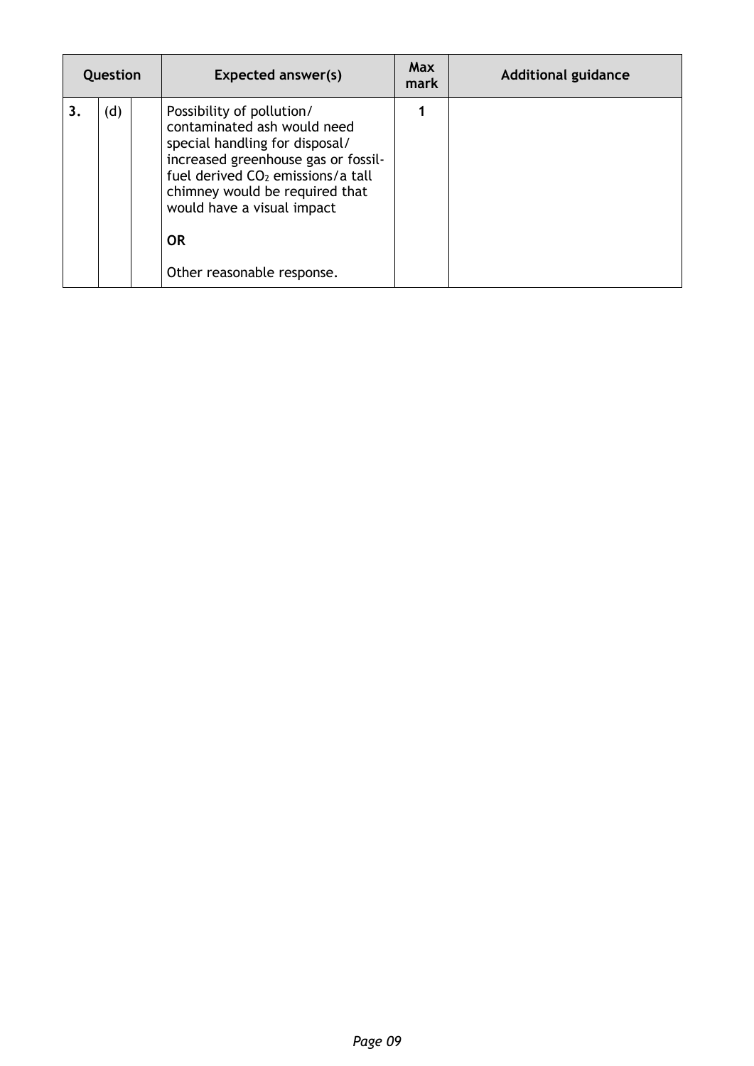| Question | | | Expected answer(s) | Max mark | Additional guidance |
|---|---|---|---|---|---|
| 3. | (d) | | Possibility of pollution/ contaminated ash would need special handling for disposal/ increased greenhouse gas or fossil-fuel derived $CO_2$ emissions/a tall chimney would be required that would have a visual impact<br><br>**OR**<br><br>Other reasonable response. | 1 | |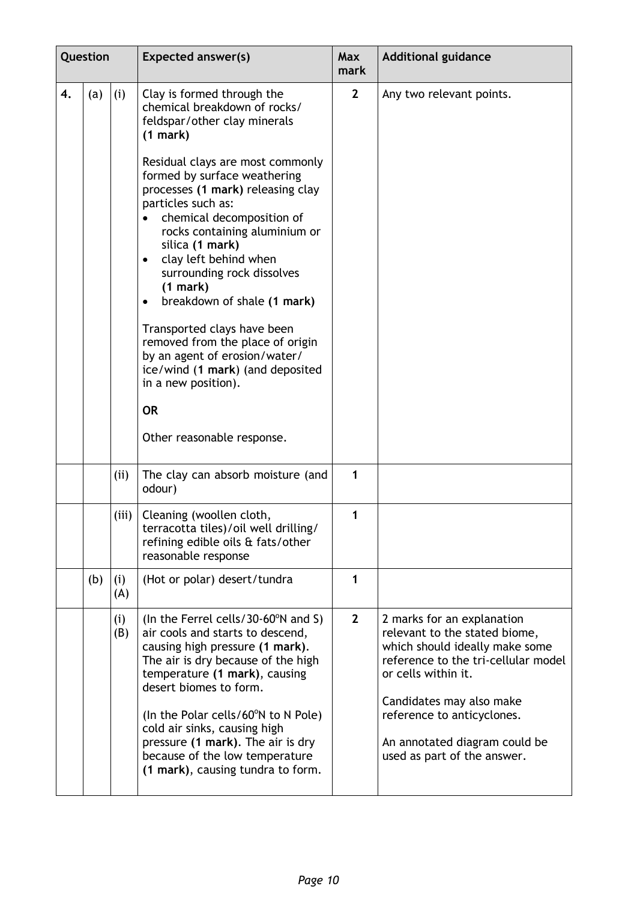| Question | | | Expected answer(s) | Max mark | Additional guidance |
|---|---|---|---|---|---|
| 4. | (a) | (i) | Clay is formed through the chemical breakdown of rocks/ feldspar/other clay minerals **(1 mark)**<br><br>Residual clays are most commonly formed by surface weathering processes **(1 mark)** releasing clay particles such as:<br>• chemical decomposition of rocks containing aluminium or silica **(1 mark)**<br>• clay left behind when surrounding rock dissolves **(1 mark)**<br>• breakdown of shale **(1 mark)**<br><br>Transported clays have been removed from the place of origin by an agent of erosion/water/ ice/wind (**1 mark**) (and deposited in a new position).<br><br>**OR**<br><br>Other reasonable response. | 2 | Any two relevant points. |
| | | (ii) | The clay can absorb moisture (and odour) | 1 | |
| | | (iii) | Cleaning (woollen cloth, terracotta tiles)/oil well drilling/ refining edible oils & fats/other reasonable response | 1 | |
| | (b) | (i) (A) | (Hot or polar) desert/tundra | 1 | |
| | | (i) (B) | (In the Ferrel cells/30-60°N and S) air cools and starts to descend, causing high pressure **(1 mark)**. The air is dry because of the high temperature **(1 mark)**, causing desert biomes to form.<br><br>(In the Polar cells/60°N to N Pole) cold air sinks, causing high pressure **(1 mark)**. The air is dry because of the low temperature **(1 mark)**, causing tundra to form. | 2 | 2 marks for an explanation relevant to the stated biome, which should ideally make some reference to the tri-cellular model or cells within it.<br><br>Candidates may also make reference to anticyclones.<br><br>An annotated diagram could be used as part of the answer. |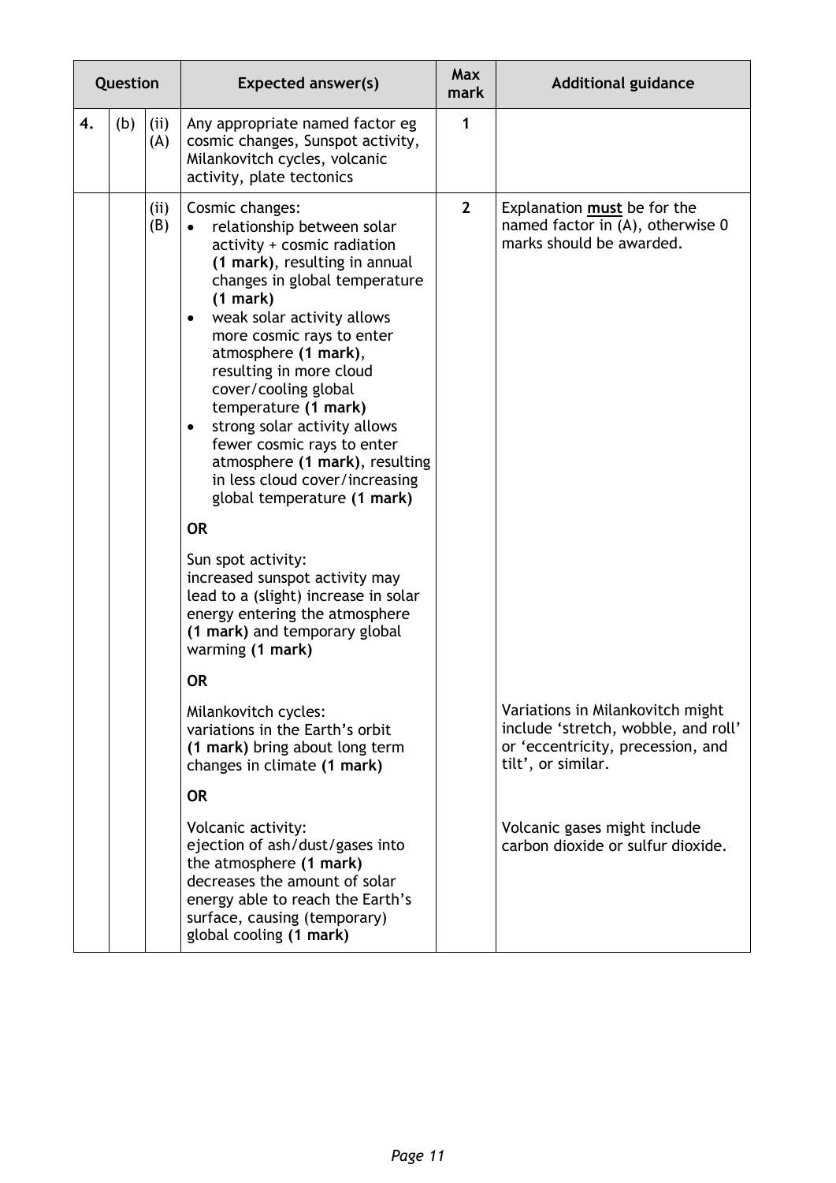| Question | | | Expected answer(s) | Max mark | Additional guidance |
|---|---|---|---|---|---|
| 4. | (b) | (ii) (A) | Any appropriate named factor eg cosmic changes, Sunspot activity, Milankovitch cycles, volcanic activity, plate tectonics | 1 | |
| | | (ii) (B) | Cosmic changes:<br>• relationship between solar activity + cosmic radiation **(1 mark)**, resulting in annual changes in global temperature **(1 mark)**<br>• weak solar activity allows more cosmic rays to enter atmosphere **(1 mark)**, resulting in more cloud cover/cooling global temperature **(1 mark)**<br>• strong solar activity allows fewer cosmic rays to enter atmosphere **(1 mark)**, resulting in less cloud cover/increasing global temperature **(1 mark)**<br><br>**OR**<br><br>Sun spot activity:<br>increased sunspot activity may lead to a (slight) increase in solar energy entering the atmosphere **(1 mark)** and temporary global warming **(1 mark)**<br><br>**OR**<br><br>Milankovitch cycles:<br>variations in the Earth's orbit **(1 mark)** bring about long term changes in climate **(1 mark)**<br><br>**OR**<br><br>Volcanic activity:<br>ejection of ash/dust/gases into the atmosphere **(1 mark)** decreases the amount of solar energy able to reach the Earth's surface, causing (temporary) global cooling **(1 mark)** | 2 | Explanation **must** be for the named factor in (A), otherwise 0 marks should be awarded.<br><br>Variations in Milankovitch might include 'stretch, wobble, and roll' or 'eccentricity, precession, and tilt', or similar.<br><br>Volcanic gases might include carbon dioxide or sulfur dioxide. |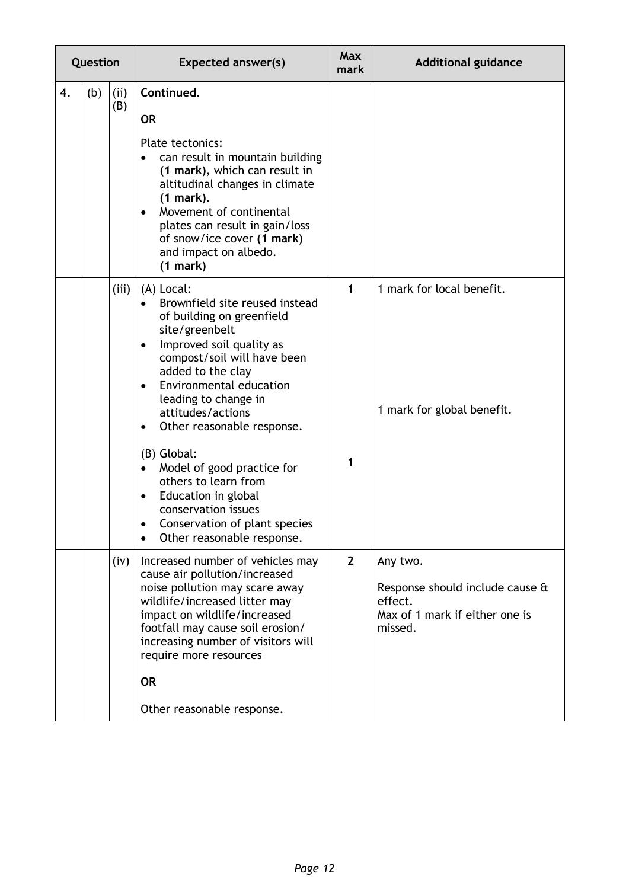| Question | | | Expected answer(s) | Max mark | Additional guidance |
|---|---|---|---|---|---|
| 4. | (b) | (ii) (B) | **Continued.**<br><br>**OR**<br><br>Plate tectonics:<br>• can result in mountain building **(1 mark)**, which can result in altitudinal changes in climate **(1 mark)**.<br>• Movement of continental plates can result in gain/loss of snow/ice cover **(1 mark)** and impact on albedo. **(1 mark)** | | |
| | | (iii) | (A) Local:<br>• Brownfield site reused instead of building on greenfield site/greenbelt<br>• Improved soil quality as compost/soil will have been added to the clay<br>• Environmental education leading to change in attitudes/actions<br>• Other reasonable response.<br><br>(B) Global:<br>• Model of good practice for others to learn from<br>• Education in global conservation issues<br>• Conservation of plant species<br>• Other reasonable response. | 1<br><br><br><br><br><br><br>1 | 1 mark for local benefit.<br><br><br><br>1 mark for global benefit. |
| | | (iv) | Increased number of vehicles may cause air pollution/increased noise pollution may scare away wildlife/increased litter may impact on wildlife/increased footfall may cause soil erosion/increasing number of visitors will require more resources<br><br>**OR**<br><br>Other reasonable response. | 2 | Any two.<br><br>Response should include cause & effect.<br>Max of 1 mark if either one is missed. |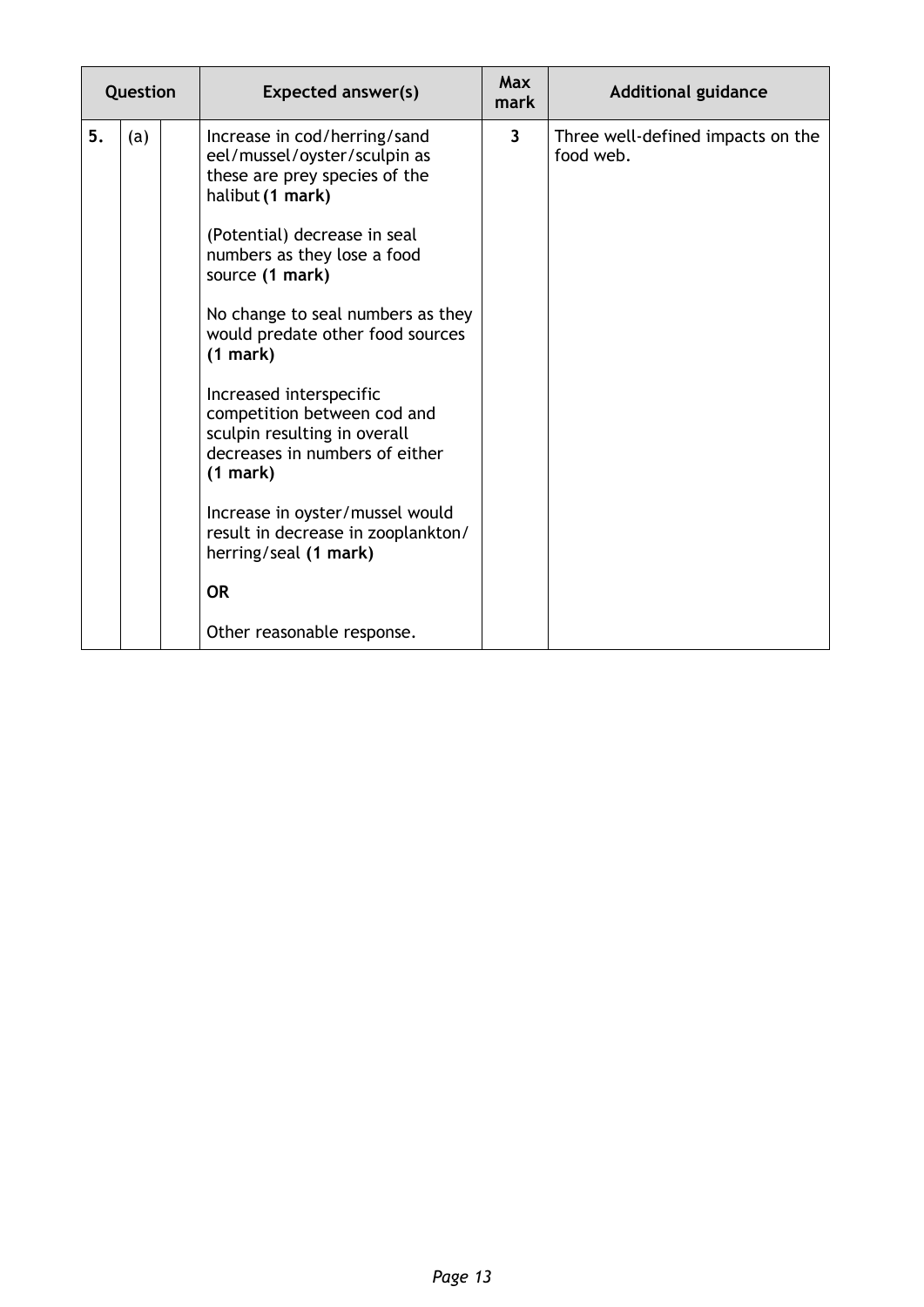| Question | | | Expected answer(s) | Max mark | Additional guidance |
|---|---|---|---|---|---|
| 5. | (a) | | Increase in cod/herring/sand eel/mussel/oyster/sculpin as these are prey species of the halibut **(1 mark)**<br><br>(Potential) decrease in seal numbers as they lose a food source **(1 mark)**<br><br>No change to seal numbers as they would predate other food sources **(1 mark)**<br><br>Increased interspecific competition between cod and sculpin resulting in overall decreases in numbers of either **(1 mark)**<br><br>Increase in oyster/mussel would result in decrease in zooplankton/ herring/seal **(1 mark)**<br><br>**OR**<br><br>Other reasonable response. | 3 | Three well-defined impacts on the food web. |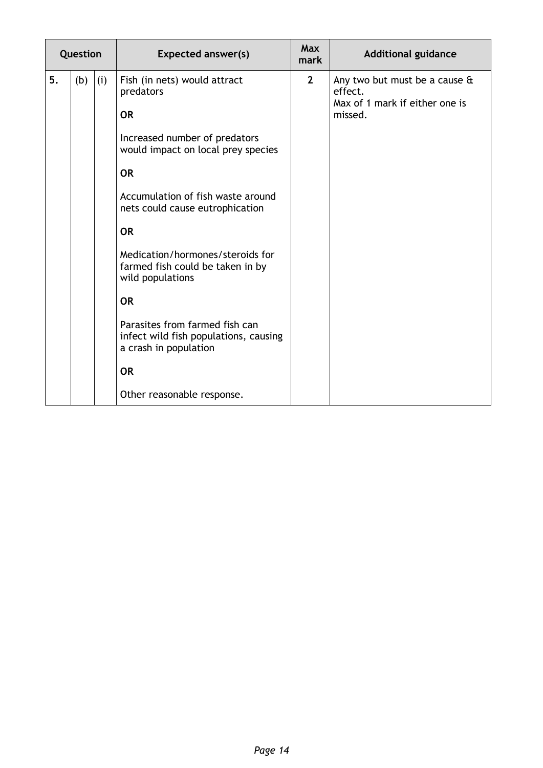| Question | | | Expected answer(s) | Max mark | Additional guidance |
|---|---|---|---|---|---|
| 5. | (b) | (i) | Fish (in nets) would attract predators<br><br>**OR**<br><br>Increased number of predators would impact on local prey species<br><br>**OR**<br><br>Accumulation of fish waste around nets could cause eutrophication<br><br>**OR**<br><br>Medication/hormones/steroids for farmed fish could be taken in by wild populations<br><br>**OR**<br><br>Parasites from farmed fish can infect wild fish populations, causing a crash in population<br><br>**OR**<br><br>Other reasonable response. | **2** | Any two but must be a cause & effect.<br>Max of 1 mark if either one is missed. |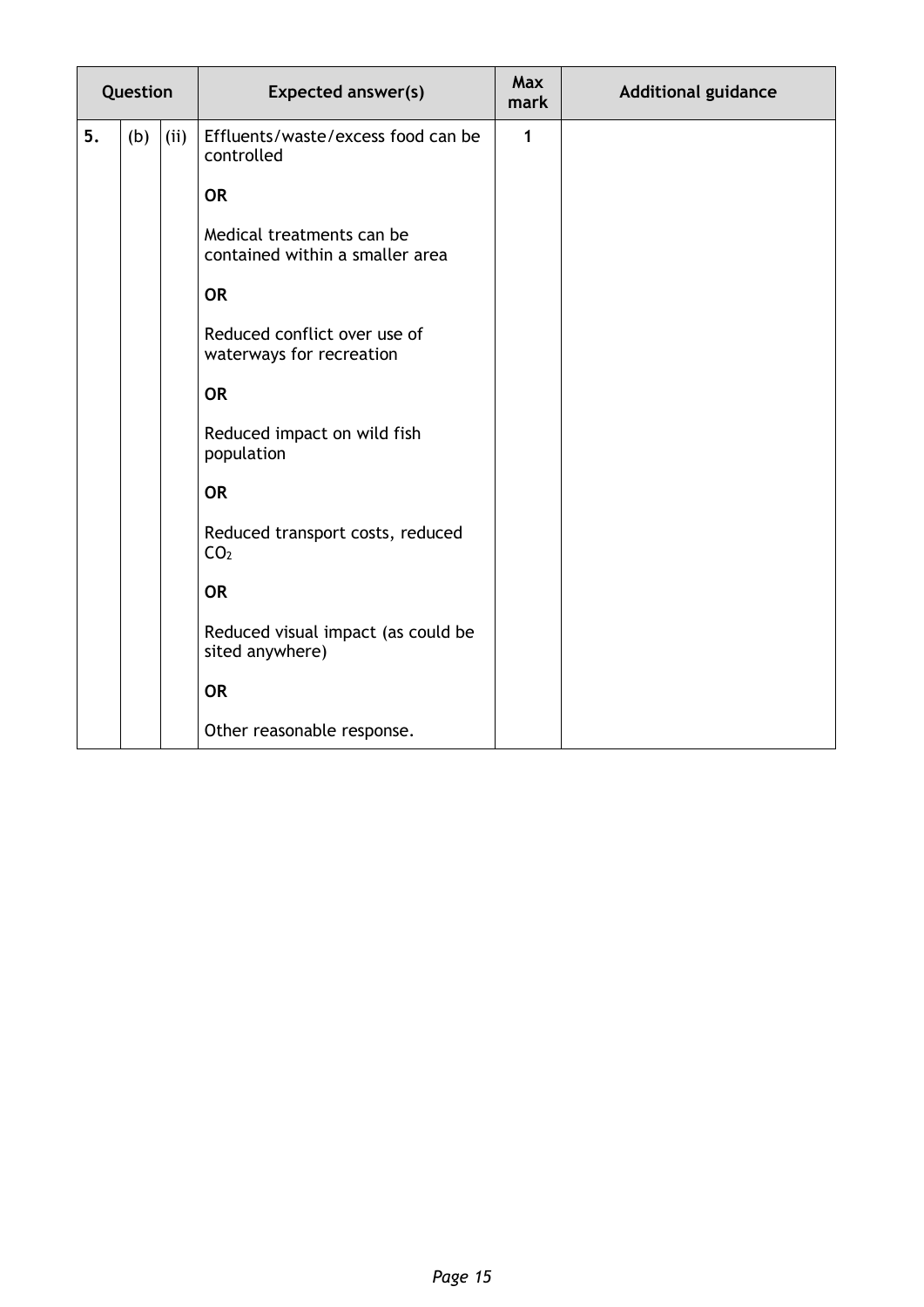| Question | | | Expected answer(s) | Max mark | Additional guidance |
|---|---|---|---|---|---|
| 5. | (b) | (ii) | Effluents/waste/excess food can be controlled<br><br>**OR**<br><br>Medical treatments can be contained within a smaller area<br><br>**OR**<br><br>Reduced conflict over use of waterways for recreation<br><br>**OR**<br><br>Reduced impact on wild fish population<br><br>**OR**<br><br>Reduced transport costs, reduced $CO_2$<br><br>**OR**<br><br>Reduced visual impact (as could be sited anywhere)<br><br>**OR**<br><br>Other reasonable response. | 1 | |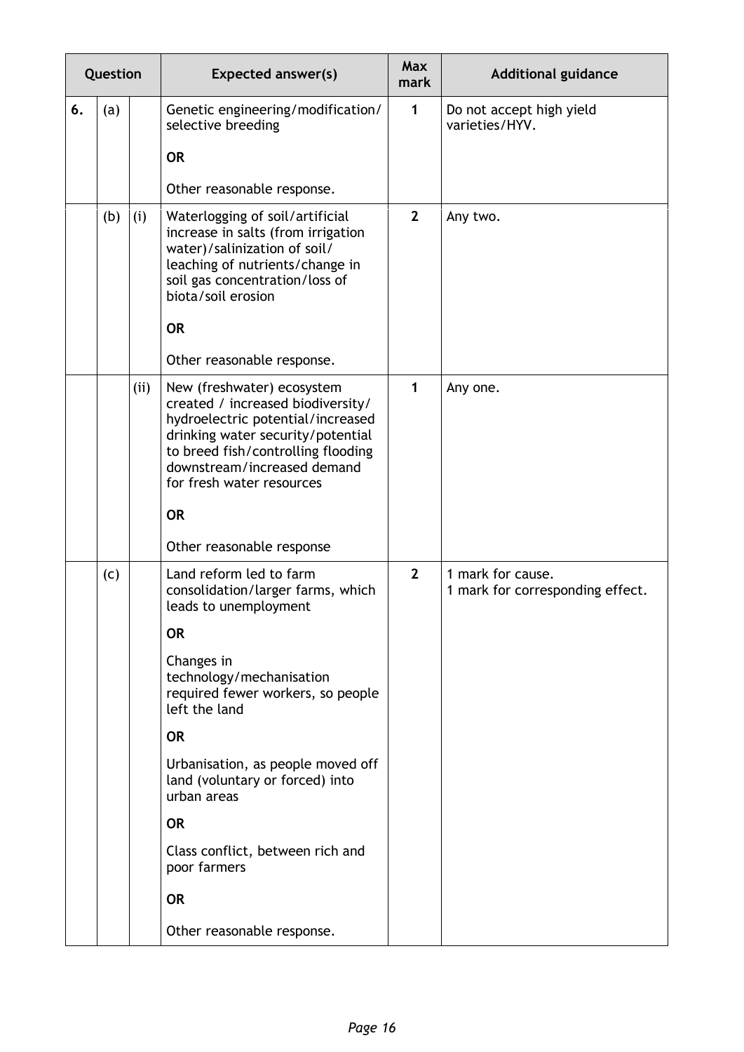| Question | | | Expected answer(s) | Max mark | Additional guidance |
|---|---|---|---|---|---|
| 6. | (a) | | Genetic engineering/modification/ selective breeding<br><br>**OR**<br><br>Other reasonable response. | 1 | Do not accept high yield varieties/HYV. |
| | (b) | (i) | Waterlogging of soil/artificial increase in salts (from irrigation water)/salinization of soil/ leaching of nutrients/change in soil gas concentration/loss of biota/soil erosion<br><br>**OR**<br><br>Other reasonable response. | 2 | Any two. |
| | | (ii) | New (freshwater) ecosystem created / increased biodiversity/ hydroelectric potential/increased drinking water security/potential to breed fish/controlling flooding downstream/increased demand for fresh water resources<br><br>**OR**<br><br>Other reasonable response | 1 | Any one. |
| | (c) | | Land reform led to farm consolidation/larger farms, which leads to unemployment<br><br>**OR**<br><br>Changes in technology/mechanisation required fewer workers, so people left the land<br><br>**OR**<br><br>Urbanisation, as people moved off land (voluntary or forced) into urban areas<br><br>**OR**<br><br>Class conflict, between rich and poor farmers<br><br>**OR**<br><br>Other reasonable response. | 2 | 1 mark for cause.<br>1 mark for corresponding effect. |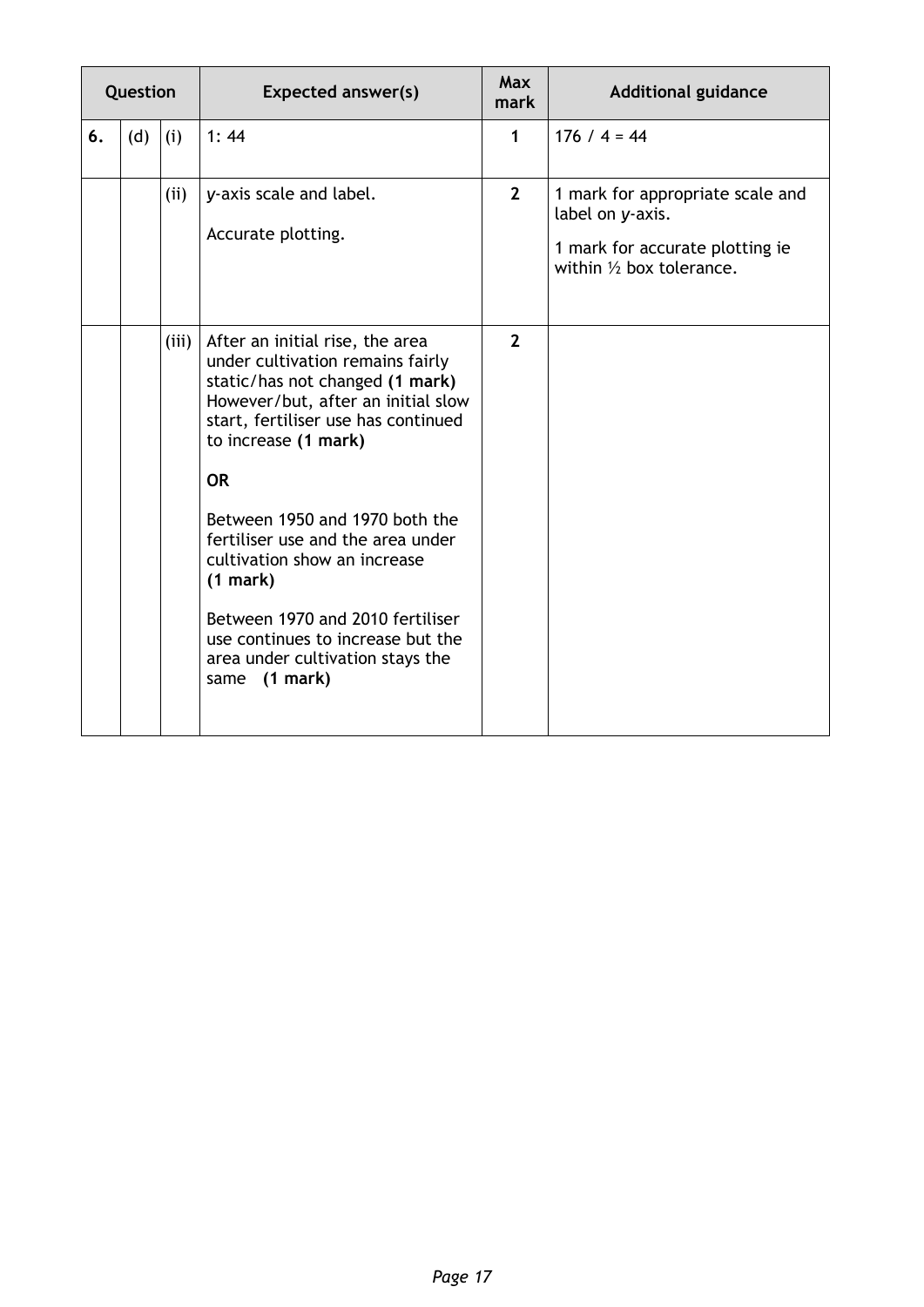| Question | | | Expected answer(s) | Max mark | Additional guidance |
|---|---|---|---|---|---|
| 6. | (d) | (i) | 1: 44 | 1 | 176 / 4 = 44 |
| | | (ii) | *y*-axis scale and label.<br><br>Accurate plotting. | 2 | 1 mark for appropriate scale and label on *y*-axis.<br><br>1 mark for accurate plotting ie within ½ box tolerance. |
| | | (iii) | After an initial rise, the area under cultivation remains fairly static/has not changed **(1 mark)** However/but, after an initial slow start, fertiliser use has continued to increase **(1 mark)**<br><br>**OR**<br><br>Between 1950 and 1970 both the fertiliser use and the area under cultivation show an increase **(1 mark)**<br><br>Between 1970 and 2010 fertiliser use continues to increase but the area under cultivation stays the same **(1 mark)** | 2 | |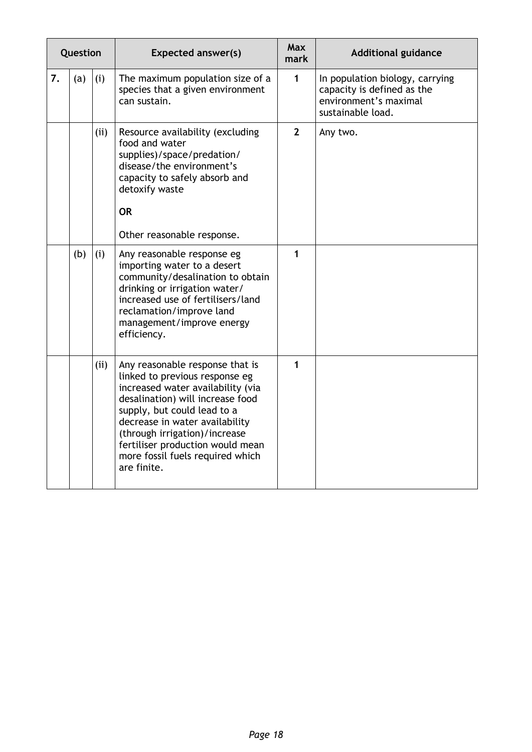| Question | | | Expected answer(s) | Max mark | Additional guidance |
|---|---|---|---|---|---|
| 7. | (a) | (i) | The maximum population size of a species that a given environment can sustain. | 1 | In population biology, carrying capacity is defined as the environment's maximal sustainable load. |
| | | (ii) | Resource availability (excluding food and water supplies)/space/predation/disease/the environment's capacity to safely absorb and detoxify waste<br><br>**OR**<br><br>Other reasonable response. | 2 | Any two. |
| | (b) | (i) | Any reasonable response eg importing water to a desert community/desalination to obtain drinking or irrigation water/increased use of fertilisers/land reclamation/improve land management/improve energy efficiency. | 1 | |
| | | (ii) | Any reasonable response that is linked to previous response eg increased water availability (via desalination) will increase food supply, but could lead to a decrease in water availability (through irrigation)/increase fertiliser production would mean more fossil fuels required which are finite. | 1 | |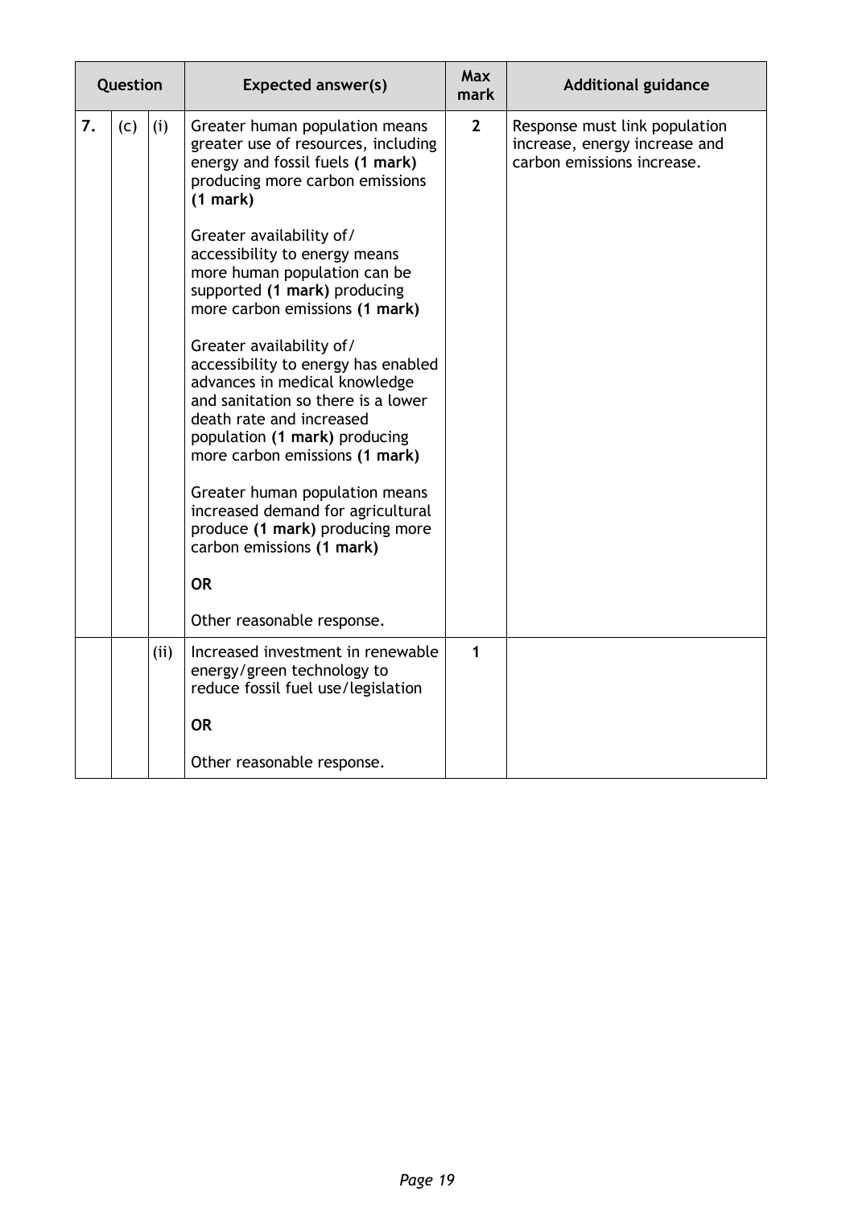| Question | | | Expected answer(s) | Max mark | Additional guidance |
|---|---|---|---|---|---|
| 7. | (c) | (i) | Greater human population means greater use of resources, including energy and fossil fuels **(1 mark)** producing more carbon emissions **(1 mark)**<br><br>Greater availability of/ accessibility to energy means more human population can be supported **(1 mark)** producing more carbon emissions **(1 mark)**<br><br>Greater availability of/ accessibility to energy has enabled advances in medical knowledge and sanitation so there is a lower death rate and increased population **(1 mark)** producing more carbon emissions **(1 mark)**<br><br>Greater human population means increased demand for agricultural produce **(1 mark)** producing more carbon emissions **(1 mark)**<br><br>**OR**<br><br>Other reasonable response. | 2 | Response must link population increase, energy increase and carbon emissions increase. |
| | | (ii) | Increased investment in renewable energy/green technology to reduce fossil fuel use/legislation<br><br>**OR**<br><br>Other reasonable response. | 1 | |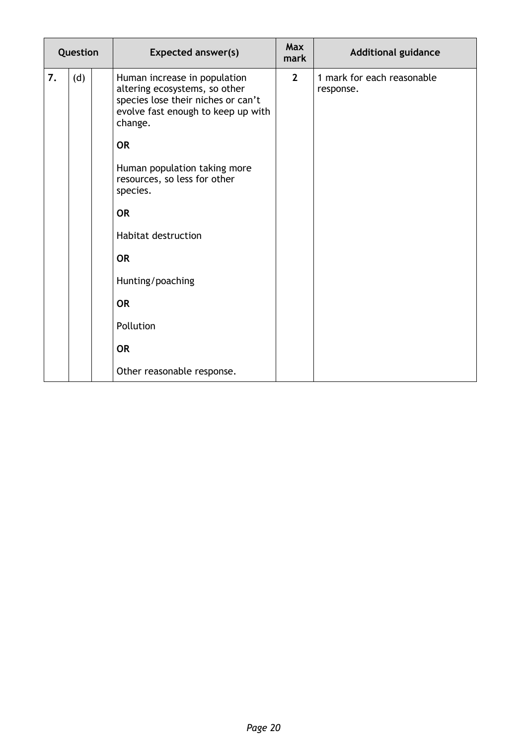| Question | | | Expected answer(s) | Max mark | Additional guidance |
|---|---|---|---|---|---|
| 7. | (d) | | Human increase in population altering ecosystems, so other species lose their niches or can't evolve fast enough to keep up with change.<br><br>**OR**<br><br>Human population taking more resources, so less for other species.<br><br>**OR**<br><br>Habitat destruction<br><br>**OR**<br><br>Hunting/poaching<br><br>**OR**<br><br>Pollution<br><br>**OR**<br><br>Other reasonable response. | 2 | 1 mark for each reasonable response. |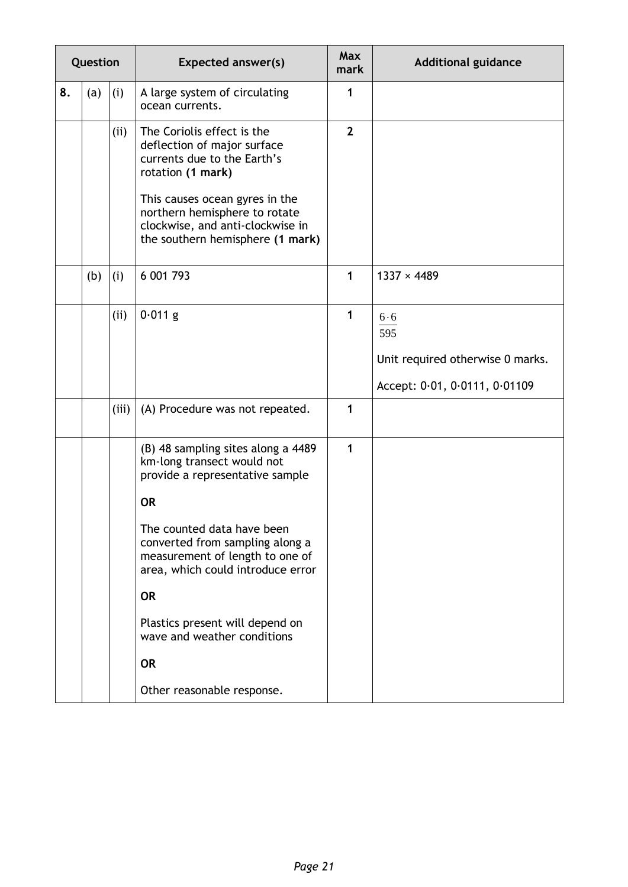| Question | | | Expected answer(s) | Max mark | Additional guidance |
|---|---|---|---|---|---|
| 8. | (a) | (i) | A large system of circulating ocean currents. | 1 | |
| | | (ii) | The Coriolis effect is the deflection of major surface currents due to the Earth's rotation **(1 mark)**<br><br>This causes ocean gyres in the northern hemisphere to rotate clockwise, and anti-clockwise in the southern hemisphere **(1 mark)** | 2 | |
| | (b) | (i) | 6 001 793 | 1 | 1337 × 4489 |
| | | (ii) | 0·011 g | 1 | $\frac{6\cdot6}{595}$<br><br>Unit required otherwise 0 marks.<br><br>Accept: 0·01, 0·0111, 0·01109 |
| | | (iii) | (A) Procedure was not repeated. | 1 | |
| | | | (B) 48 sampling sites along a 4489 km-long transect would not provide a representative sample<br><br>**OR**<br><br>The counted data have been converted from sampling along a measurement of length to one of area, which could introduce error<br><br>**OR**<br><br>Plastics present will depend on wave and weather conditions<br><br>**OR**<br><br>Other reasonable response. | 1 | |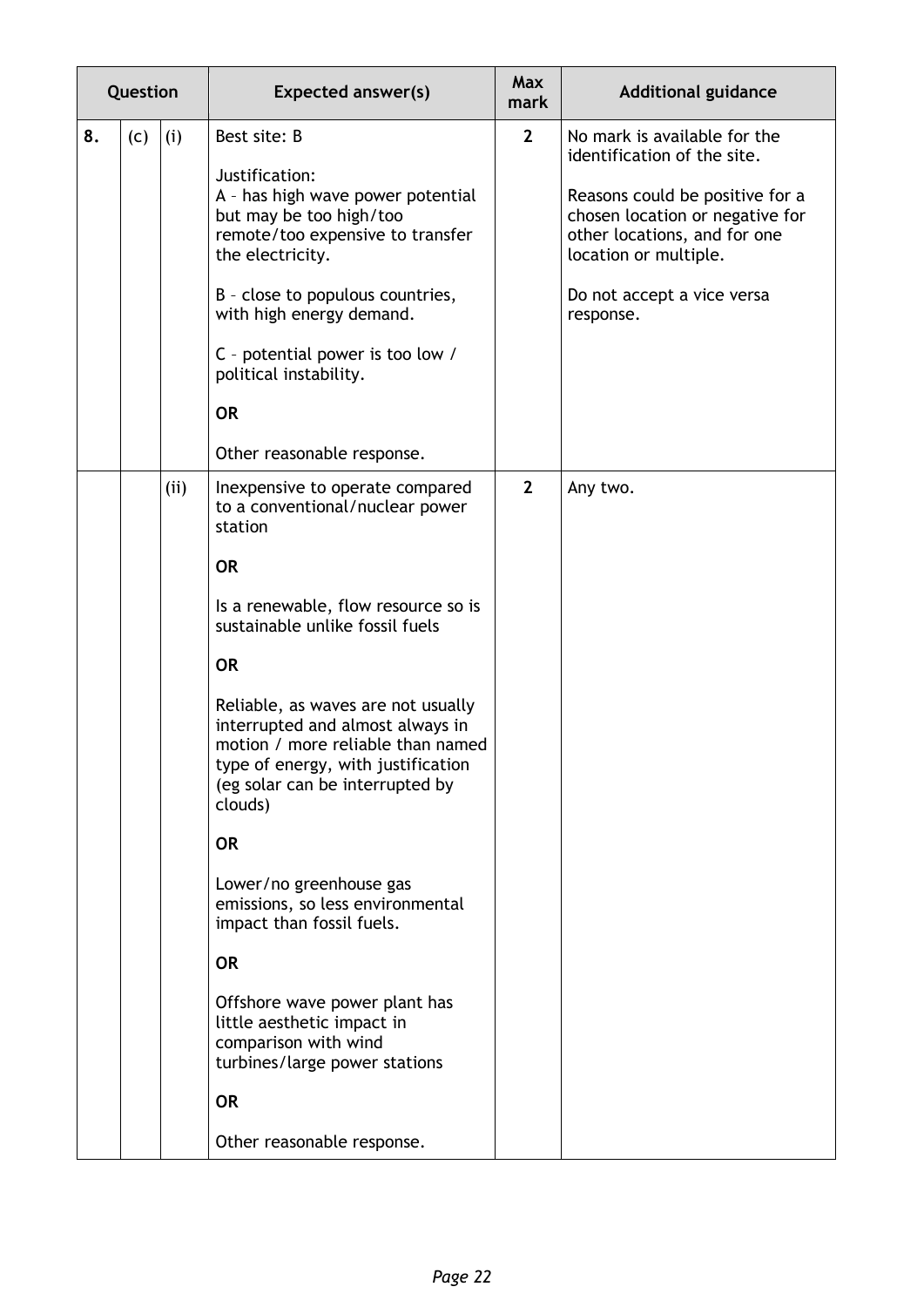| Question | | | Expected answer(s) | Max mark | Additional guidance |
|---|---|---|---|---|---|
| 8. | (c) | (i) | Best site: B<br><br>Justification:<br>A – has high wave power potential but may be too high/too remote/too expensive to transfer the electricity.<br><br>B – close to populous countries, with high energy demand.<br><br>C – potential power is too low / political instability.<br><br>**OR**<br><br>Other reasonable response. | 2 | No mark is available for the identification of the site.<br><br>Reasons could be positive for a chosen location or negative for other locations, and for one location or multiple.<br><br>Do not accept a vice versa response. |
| | | (ii) | Inexpensive to operate compared to a conventional/nuclear power station<br><br>**OR**<br><br>Is a renewable, flow resource so is sustainable unlike fossil fuels<br><br>**OR**<br><br>Reliable, as waves are not usually interrupted and almost always in motion / more reliable than named type of energy, with justification (eg solar can be interrupted by clouds)<br><br>**OR**<br><br>Lower/no greenhouse gas emissions, so less environmental impact than fossil fuels.<br><br>**OR**<br><br>Offshore wave power plant has little aesthetic impact in comparison with wind turbines/large power stations<br><br>**OR**<br><br>Other reasonable response. | 2 | Any two. |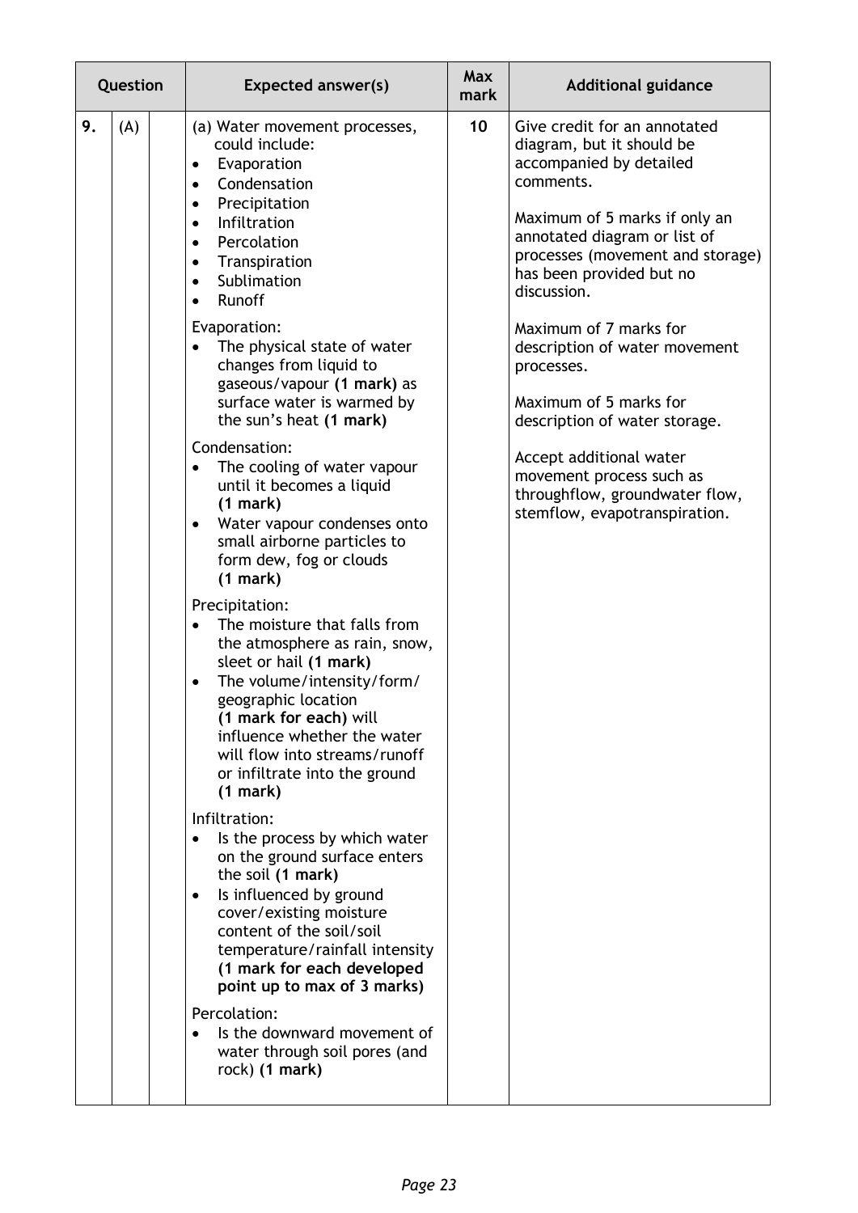| Question | | | Expected answer(s) | Max mark | Additional guidance |
|---|---|---|---|---|---|
| 9. | (A) | | (a) Water movement processes, could include:<br>• Evaporation<br>• Condensation<br>• Precipitation<br>• Infiltration<br>• Percolation<br>• Transpiration<br>• Sublimation<br>• Runoff<br><br>Evaporation:<br>• The physical state of water changes from liquid to gaseous/vapour **(1 mark)** as surface water is warmed by the sun's heat **(1 mark)**<br><br>Condensation:<br>• The cooling of water vapour until it becomes a liquid **(1 mark)**<br>• Water vapour condenses onto small airborne particles to form dew, fog or clouds **(1 mark)**<br><br>Precipitation:<br>• The moisture that falls from the atmosphere as rain, snow, sleet or hail **(1 mark)**<br>• The volume/intensity/form/ geographic location **(1 mark for each)** will influence whether the water will flow into streams/runoff or infiltrate into the ground **(1 mark)**<br><br>Infiltration:<br>• Is the process by which water on the ground surface enters the soil **(1 mark)**<br>• Is influenced by ground cover/existing moisture content of the soil/soil temperature/rainfall intensity **(1 mark for each developed point up to max of 3 marks)**<br><br>Percolation:<br>• Is the downward movement of water through soil pores (and rock) **(1 mark)** | 10 | Give credit for an annotated diagram, but it should be accompanied by detailed comments.<br><br>Maximum of 5 marks if only an annotated diagram or list of processes (movement and storage) has been provided but no discussion.<br><br>Maximum of 7 marks for description of water movement processes.<br><br>Maximum of 5 marks for description of water storage.<br><br>Accept additional water movement process such as throughflow, groundwater flow, stemflow, evapotranspiration. |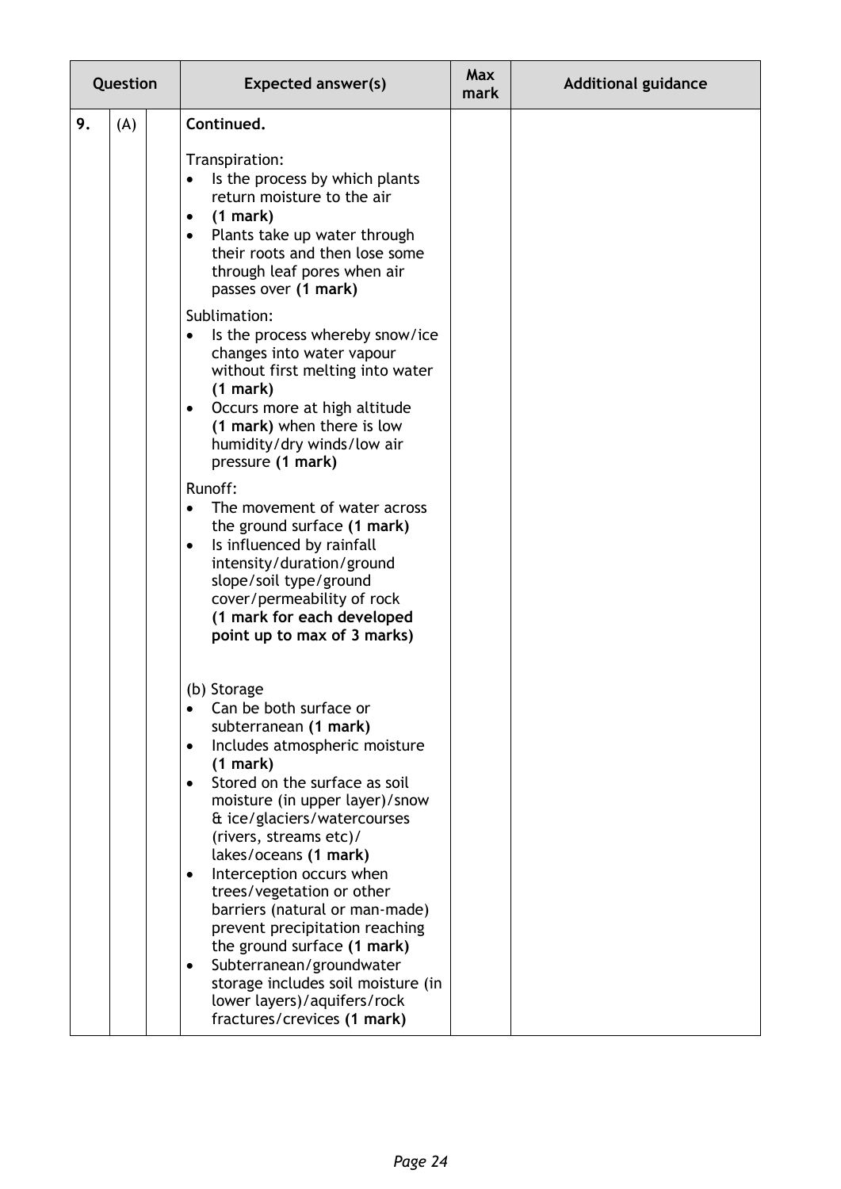| Question | | | Expected answer(s) | Max mark | Additional guidance |
|---|---|---|---|---|---|
| 9. | (A) | | **Continued.**<br><br>Transpiration:<br>• Is the process by which plants return moisture to the air<br>• **(1 mark)**<br>• Plants take up water through their roots and then lose some through leaf pores when air passes over **(1 mark)**<br><br>Sublimation:<br>• Is the process whereby snow/ice changes into water vapour without first melting into water **(1 mark)**<br>• Occurs more at high altitude **(1 mark)** when there is low humidity/dry winds/low air pressure **(1 mark)**<br><br>Runoff:<br>• The movement of water across the ground surface **(1 mark)**<br>• Is influenced by rainfall intensity/duration/ground slope/soil type/ground cover/permeability of rock **(1 mark for each developed point up to max of 3 marks)**<br><br>(b) Storage<br>• Can be both surface or subterranean **(1 mark)**<br>• Includes atmospheric moisture **(1 mark)**<br>• Stored on the surface as soil moisture (in upper layer)/snow & ice/glaciers/watercourses (rivers, streams etc)/ lakes/oceans **(1 mark)**<br>• Interception occurs when trees/vegetation or other barriers (natural or man-made) prevent precipitation reaching the ground surface **(1 mark)**<br>• Subterranean/groundwater storage includes soil moisture (in lower layers)/aquifers/rock fractures/crevices **(1 mark)** | | |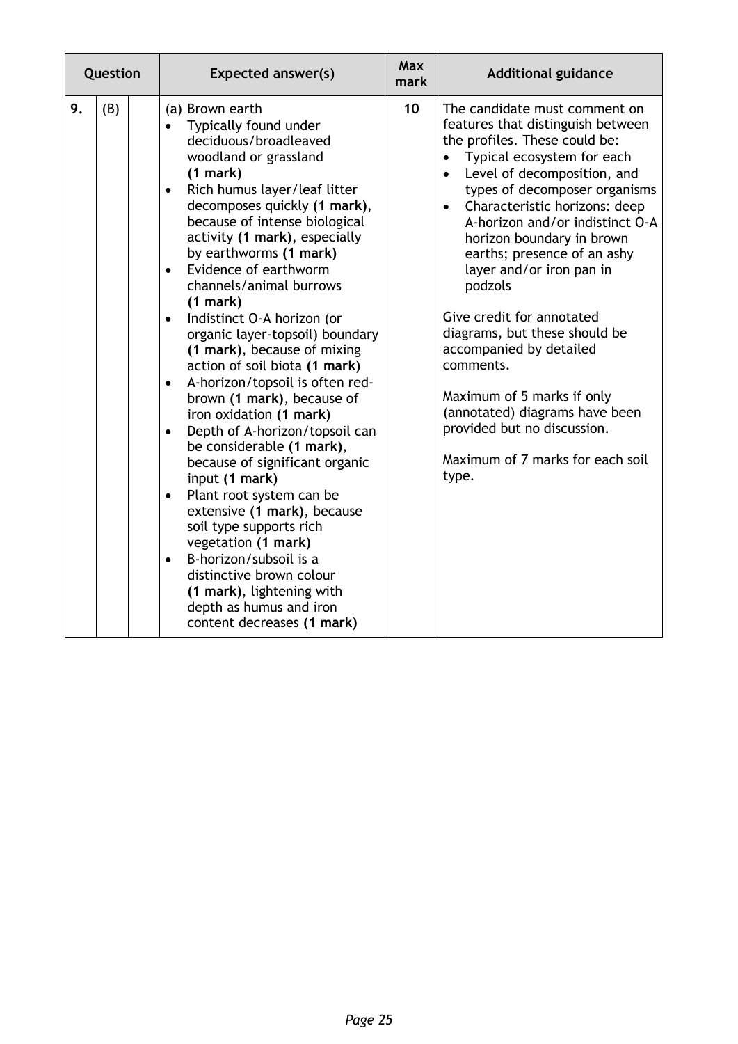| Question | | | Expected answer(s) | Max mark | Additional guidance |
|---|---|---|---|---|---|
| 9. | (B) | | (a) Brown earth<br>• Typically found under deciduous/broadleaved woodland or grassland **(1 mark)**<br>• Rich humus layer/leaf litter decomposes quickly **(1 mark)**, because of intense biological activity **(1 mark)**, especially by earthworms **(1 mark)**<br>• Evidence of earthworm channels/animal burrows **(1 mark)**<br>• Indistinct O-A horizon (or organic layer-topsoil) boundary **(1 mark)**, because of mixing action of soil biota **(1 mark)**<br>• A-horizon/topsoil is often red-brown **(1 mark)**, because of iron oxidation **(1 mark)**<br>• Depth of A-horizon/topsoil can be considerable **(1 mark)**, because of significant organic input **(1 mark)**<br>• Plant root system can be extensive **(1 mark)**, because soil type supports rich vegetation **(1 mark)**<br>• B-horizon/subsoil is a distinctive brown colour **(1 mark)**, lightening with depth as humus and iron content decreases **(1 mark)** | 10 | The candidate must comment on features that distinguish between the profiles. These could be:<br>• Typical ecosystem for each<br>• Level of decomposition, and types of decomposer organisms<br>• Characteristic horizons: deep A-horizon and/or indistinct O-A horizon boundary in brown earths; presence of an ashy layer and/or iron pan in podzols<br><br>Give credit for annotated diagrams, but these should be accompanied by detailed comments.<br><br>Maximum of 5 marks if only (annotated) diagrams have been provided but no discussion.<br><br>Maximum of 7 marks for each soil type. |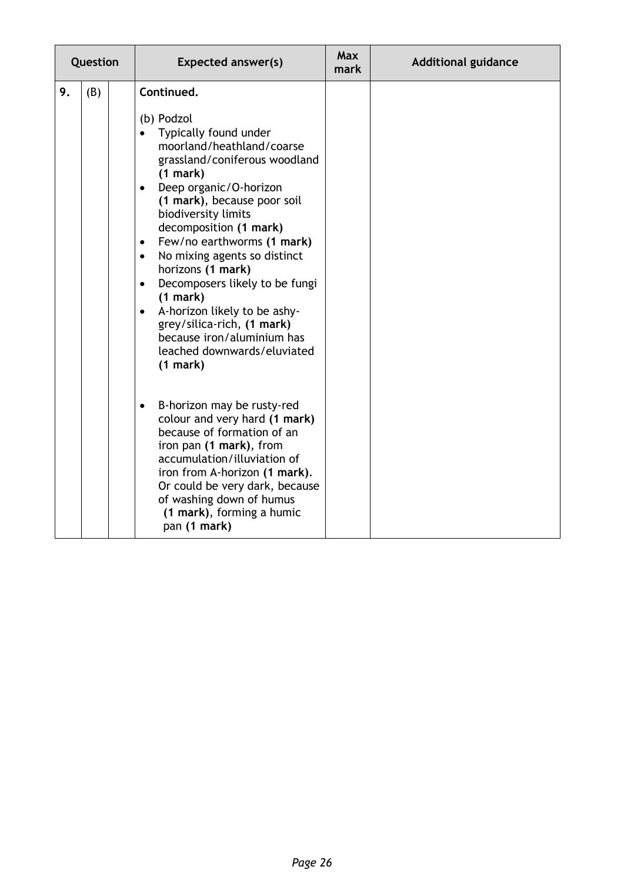| Question | | | Expected answer(s) | Max mark | Additional guidance |
|---|---|---|---|---|---|
| 9. | (B) | | **Continued.**<br><br>(b) Podzol<br>• Typically found under moorland/heathland/coarse grassland/coniferous woodland **(1 mark)**<br>• Deep organic/O-horizon **(1 mark)**, because poor soil biodiversity limits decomposition **(1 mark)**<br>• Few/no earthworms **(1 mark)**<br>• No mixing agents so distinct horizons **(1 mark)**<br>• Decomposers likely to be fungi **(1 mark)**<br>• A-horizon likely to be ashy-grey/silica-rich, **(1 mark)** because iron/aluminium has leached downwards/eluviated **(1 mark)**<br><br>• B-horizon may be rusty-red colour and very hard **(1 mark)** because of formation of an iron pan **(1 mark)**, from accumulation/illuviation of iron from A-horizon **(1 mark)**. Or could be very dark, because of washing down of humus **(1 mark)**, forming a humic pan **(1 mark)** | | |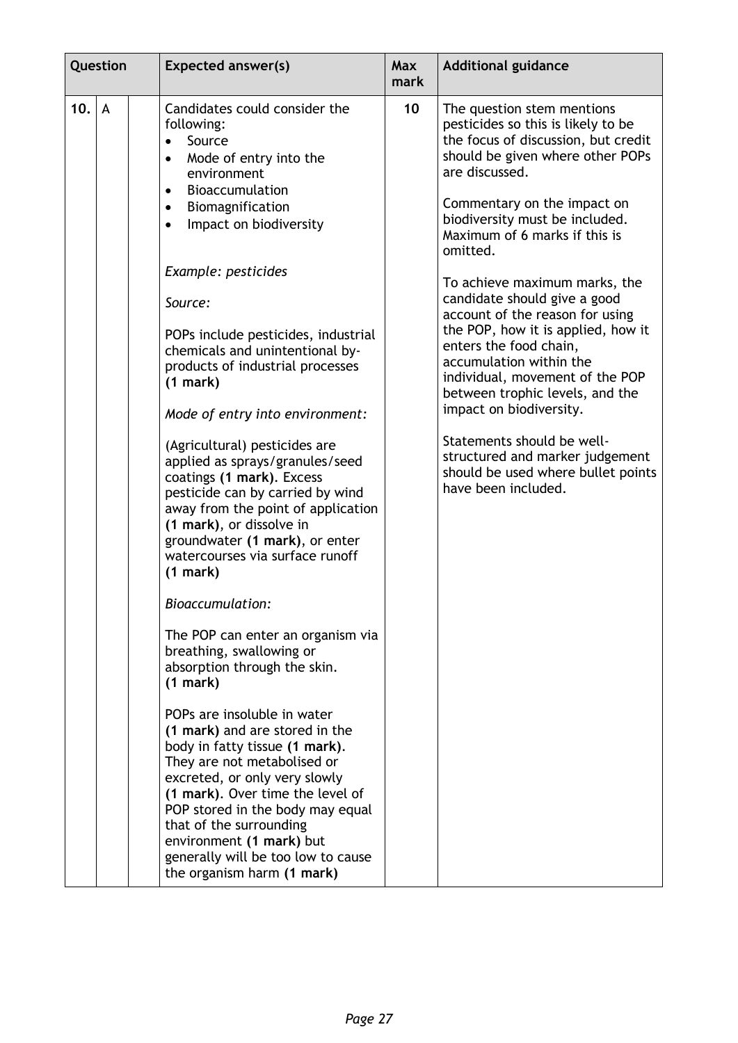| Question | | | Expected answer(s) | Max mark | Additional guidance |
|---|---|---|---|---|---|
| 10. | A | | Candidates could consider the following:<br>• Source<br>• Mode of entry into the environment<br>• Bioaccumulation<br>• Biomagnification<br>• Impact on biodiversity<br><br>*Example: pesticides*<br><br>*Source:*<br><br>POPs include pesticides, industrial chemicals and unintentional by-products of industrial processes **(1 mark)**<br><br>*Mode of entry into environment:*<br><br>(Agricultural) pesticides are applied as sprays/granules/seed coatings **(1 mark)**. Excess pesticide can by carried by wind away from the point of application **(1 mark)**, or dissolve in groundwater **(1 mark)**, or enter watercourses via surface runoff **(1 mark)**<br><br>*Bioaccumulation:*<br><br>The POP can enter an organism via breathing, swallowing or absorption through the skin. **(1 mark)**<br><br>POPs are insoluble in water **(1 mark)** and are stored in the body in fatty tissue **(1 mark)**. They are not metabolised or excreted, or only very slowly **(1 mark)**. Over time the level of POP stored in the body may equal that of the surrounding environment **(1 mark)** but generally will be too low to cause the organism harm **(1 mark)** | 10 | The question stem mentions pesticides so this is likely to be the focus of discussion, but credit should be given where other POPs are discussed.<br><br>Commentary on the impact on biodiversity must be included. Maximum of 6 marks if this is omitted.<br><br>To achieve maximum marks, the candidate should give a good account of the reason for using the POP, how it is applied, how it enters the food chain, accumulation within the individual, movement of the POP between trophic levels, and the impact on biodiversity.<br><br>Statements should be well-structured and marker judgement should be used where bullet points have been included. |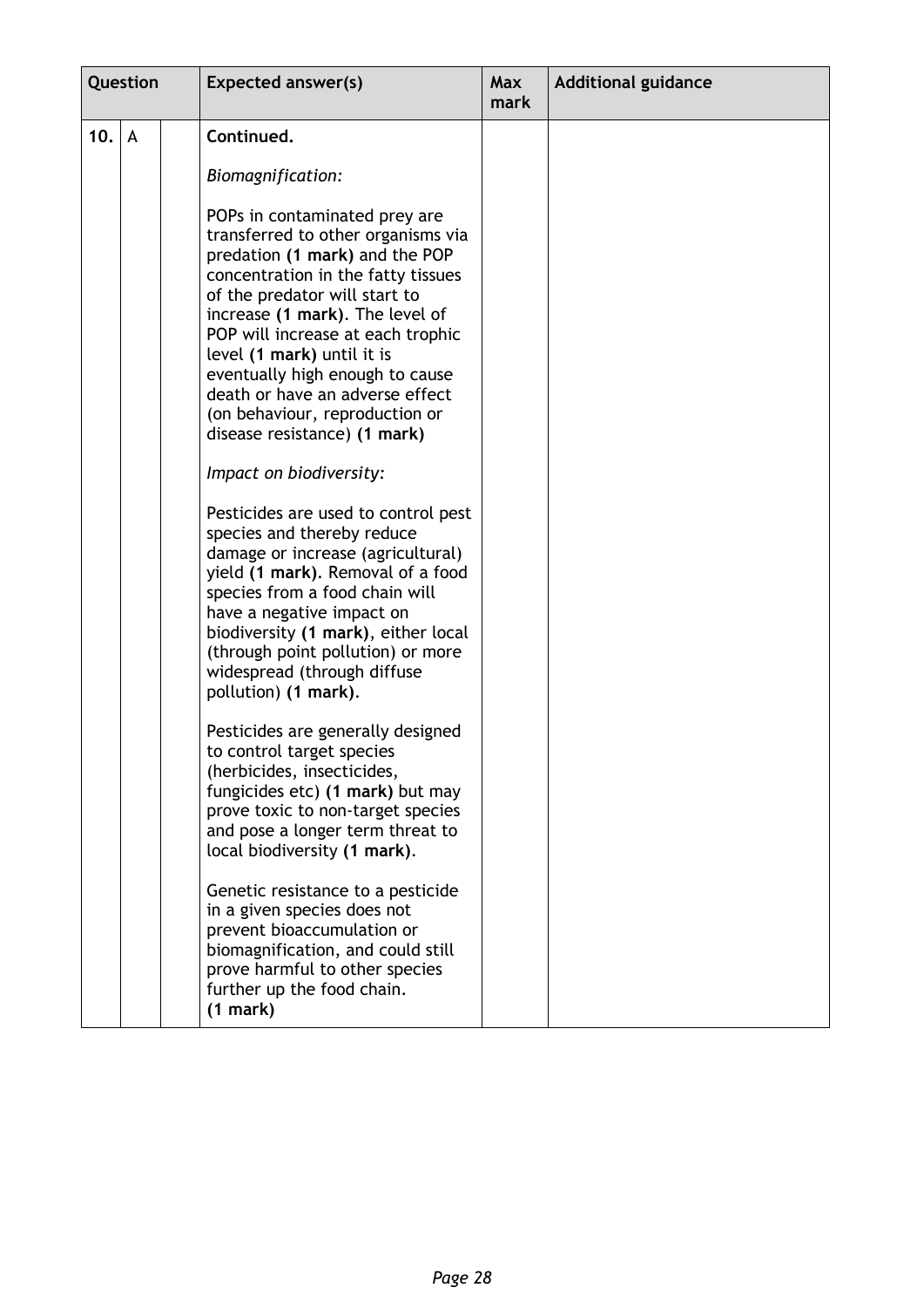| Question | | | Expected answer(s) | Max mark | Additional guidance |
|---|---|---|---|---|---|
| 10. | A | | **Continued.**<br><br>*Biomagnification:*<br><br>POPs in contaminated prey are transferred to other organisms via predation **(1 mark)** and the POP concentration in the fatty tissues of the predator will start to increase **(1 mark)**. The level of POP will increase at each trophic level **(1 mark)** until it is eventually high enough to cause death or have an adverse effect (on behaviour, reproduction or disease resistance) **(1 mark)**<br><br>*Impact on biodiversity:*<br><br>Pesticides are used to control pest species and thereby reduce damage or increase (agricultural) yield **(1 mark)**. Removal of a food species from a food chain will have a negative impact on biodiversity **(1 mark)**, either local (through point pollution) or more widespread (through diffuse pollution) **(1 mark)**.<br><br>Pesticides are generally designed to control target species (herbicides, insecticides, fungicides etc) **(1 mark)** but may prove toxic to non-target species and pose a longer term threat to local biodiversity **(1 mark)**.<br><br>Genetic resistance to a pesticide in a given species does not prevent bioaccumulation or biomagnification, and could still prove harmful to other species further up the food chain. **(1 mark)** | | |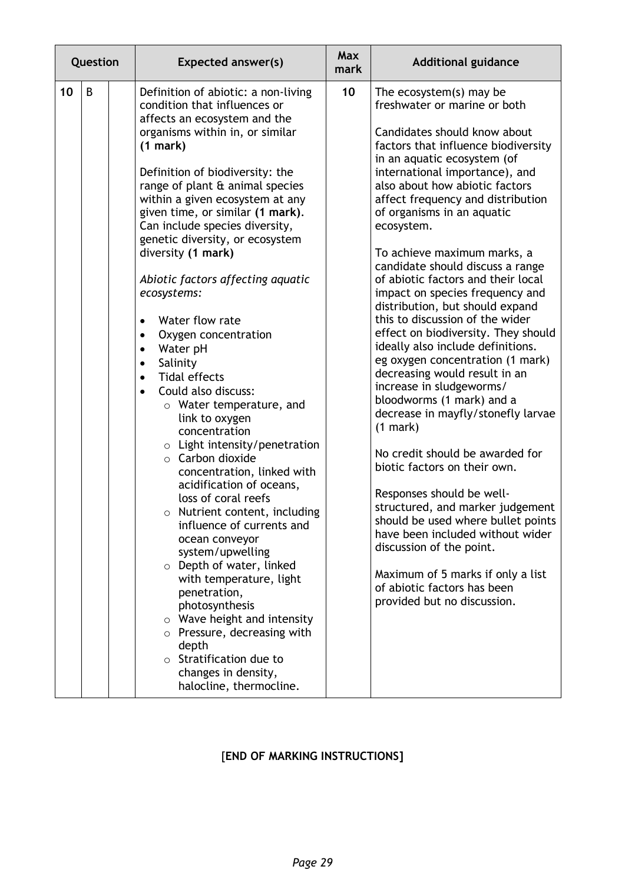| Question | | | Expected answer(s) | Max mark | Additional guidance |
|---|---|---|---|---|---|
| 10 | B | | Definition of abiotic: a non-living condition that influences or affects an ecosystem and the organisms within in, or similar **(1 mark)**<br><br>Definition of biodiversity: the range of plant & animal species within a given ecosystem at any given time, or similar **(1 mark)**. Can include species diversity, genetic diversity, or ecosystem diversity **(1 mark)**<br><br>*Abiotic factors affecting aquatic ecosystems:*<br><br>• Water flow rate<br>• Oxygen concentration<br>• Water pH<br>• Salinity<br>• Tidal effects<br>• Could also discuss:<br>&nbsp;&nbsp;○ Water temperature, and link to oxygen concentration<br>&nbsp;&nbsp;○ Light intensity/penetration<br>&nbsp;&nbsp;○ Carbon dioxide concentration, linked with acidification of oceans, loss of coral reefs<br>&nbsp;&nbsp;○ Nutrient content, including influence of currents and ocean conveyor system/upwelling<br>&nbsp;&nbsp;○ Depth of water, linked with temperature, light penetration, photosynthesis<br>&nbsp;&nbsp;○ Wave height and intensity<br>&nbsp;&nbsp;○ Pressure, decreasing with depth<br>&nbsp;&nbsp;○ Stratification due to changes in density, halocline, thermocline. | 10 | The ecosystem(s) may be freshwater or marine or both<br><br>Candidates should know about factors that influence biodiversity in an aquatic ecosystem (of international importance), and also about how abiotic factors affect frequency and distribution of organisms in an aquatic ecosystem.<br><br>To achieve maximum marks, a candidate should discuss a range of abiotic factors and their local impact on species frequency and distribution, but should expand this to discussion of the wider effect on biodiversity. They should ideally also include definitions. eg oxygen concentration (1 mark) decreasing would result in an increase in sludgeworms/ bloodworms (1 mark) and a decrease in mayfly/stonefly larvae (1 mark)<br><br>No credit should be awarded for biotic factors on their own.<br><br>Responses should be well-structured, and marker judgement should be used where bullet points have been included without wider discussion of the point.<br><br>Maximum of 5 marks if only a list of abiotic factors has been provided but no discussion. |

**[END OF MARKING INSTRUCTIONS]**